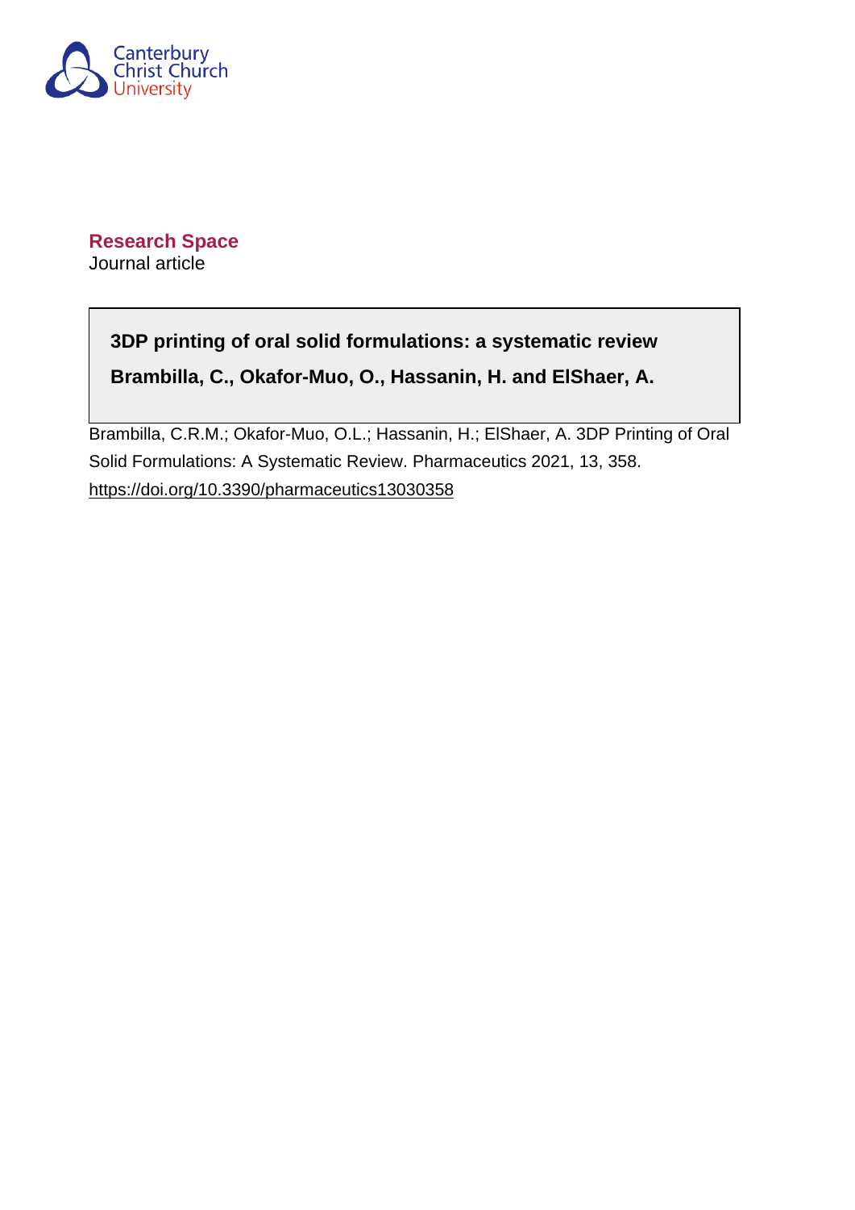Canterbury Christ Church University

**Research Space**

Journal article

**3DP printing of oral solid formulations: a systematic review**

**Brambilla, C., Okafor-Muo, O., Hassanin, H. and ElShaer, A.**

Brambilla, C.R.M.; Okafor-Muo, O.L.; Hassanin, H.; ElShaer, A. 3DP Printing of Oral Solid Formulations: A Systematic Review. Pharmaceutics 2021, 13, 358.

https://doi.org/10.3390/pharmaceutics13030358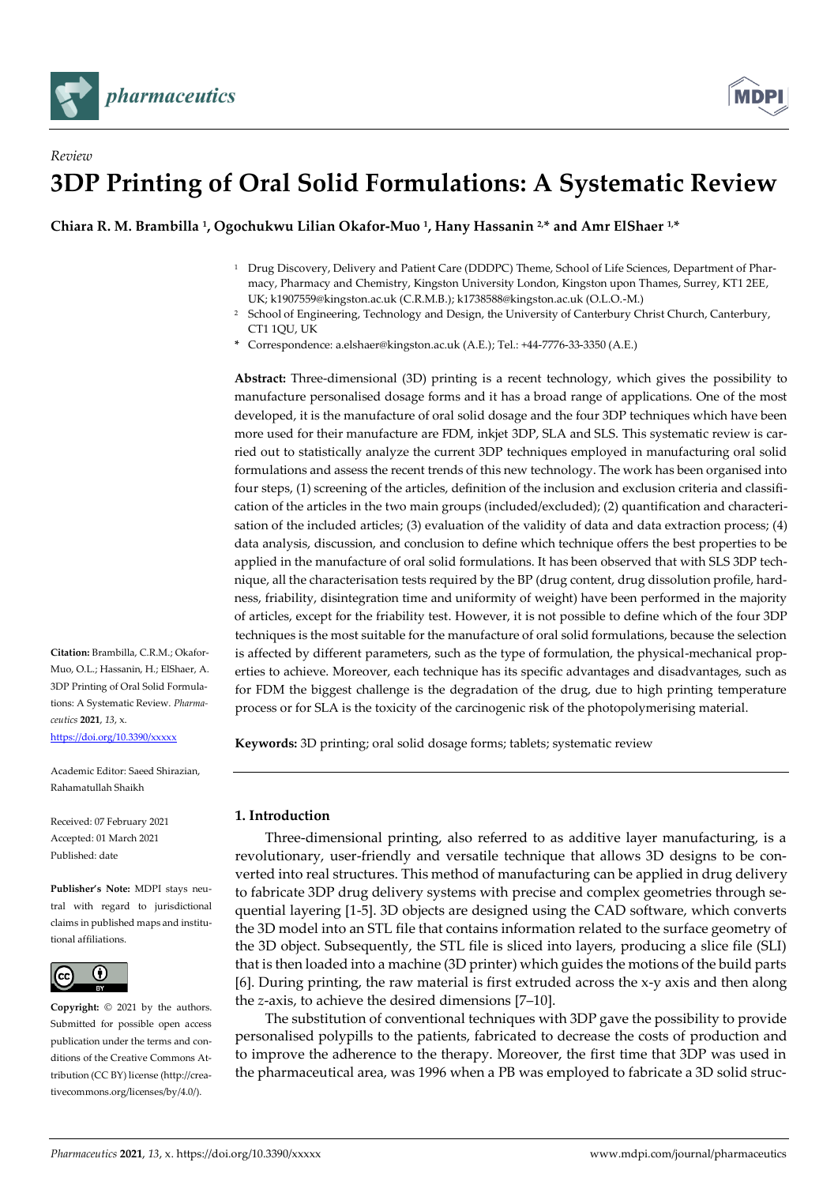Review

# 3DP Printing of Oral Solid Formulations: A Systematic Review

**Chiara R. M. Brambilla [1], Ogochukwu Lilian Okafor-Muo [1], Hany Hassanin [2,*] and Amr ElShaer [1,*]**

[1] Drug Discovery, Delivery and Patient Care (DDDPC) Theme, School of Life Sciences, Department of Pharmacy, Pharmacy and Chemistry, Kingston University London, Kingston upon Thames, Surrey, KT1 2EE, UK; k1907559@kingston.ac.uk (C.R.M.B.); k1738588@kingston.ac.uk (O.L.O.-M.)

[2] School of Engineering, Technology and Design, the University of Canterbury Christ Church, Canterbury, CT1 1QU, UK

\* Correspondence: a.elshaer@kingston.ac.uk (A.E.); Tel.: +44-7776-33-3350 (A.E.)

**Abstract:** Three-dimensional (3D) printing is a recent technology, which gives the possibility to manufacture personalised dosage forms and it has a broad range of applications. One of the most developed, it is the manufacture of oral solid dosage and the four 3DP techniques which have been more used for their manufacture are FDM, inkjet 3DP, SLA and SLS. This systematic review is carried out to statistically analyze the current 3DP techniques employed in manufacturing oral solid formulations and assess the recent trends of this new technology. The work has been organised into four steps, (1) screening of the articles, definition of the inclusion and exclusion criteria and classification of the articles in the two main groups (included/excluded); (2) quantification and characterisation of the included articles; (3) evaluation of the validity of data and data extraction process; (4) data analysis, discussion, and conclusion to define which technique offers the best properties to be applied in the manufacture of oral solid formulations. It has been observed that with SLS 3DP technique, all the characterisation tests required by the BP (drug content, drug dissolution profile, hardness, friability, disintegration time and uniformity of weight) have been performed in the majority of articles, except for the friability test. However, it is not possible to define which of the four 3DP techniques is the most suitable for the manufacture of oral solid formulations, because the selection is affected by different parameters, such as the type of formulation, the physical-mechanical properties to achieve. Moreover, each technique has its specific advantages and disadvantages, such as for FDM the biggest challenge is the degradation of the drug, due to high printing temperature process or for SLA is the toxicity of the carcinogenic risk of the photopolymerising material.

**Keywords:** 3D printing; oral solid dosage forms; tablets; systematic review

**Citation:** Brambilla, C.R.M.; Okafor-Muo, O.L.; Hassanin, H.; ElShaer, A. 3DP Printing of Oral Solid Formulations: A Systematic Review. *Pharmaceutics* **2021**, *13*, x. https://doi.org/10.3390/xxxxx

Academic Editor: Saeed Shirazian, Rahamatullah Shaikh

Received: 07 February 2021
Accepted: 01 March 2021
Published: date

**Publisher's Note:** MDPI stays neutral with regard to jurisdictional claims in published maps and institutional affiliations.

**Copyright:** © 2021 by the authors. Submitted for possible open access publication under the terms and conditions of the Creative Commons Attribution (CC BY) license (http://creativecommons.org/licenses/by/4.0/).

## 1. Introduction

Three-dimensional printing, also referred to as additive layer manufacturing, is a revolutionary, user-friendly and versatile technique that allows 3D designs to be converted into real structures. This method of manufacturing can be applied in drug delivery to fabricate 3DP drug delivery systems with precise and complex geometries through sequential layering [1-5]. 3D objects are designed using the CAD software, which converts the 3D model into an STL file that contains information related to the surface geometry of the 3D object. Subsequently, the STL file is sliced into layers, producing a slice file (SLI) that is then loaded into a machine (3D printer) which guides the motions of the build parts [6]. During printing, the raw material is first extruded across the x-y axis and then along the *z*-axis, to achieve the desired dimensions [7–10].

The substitution of conventional techniques with 3DP gave the possibility to provide personalised polypills to the patients, fabricated to decrease the costs of production and to improve the adherence to the therapy. Moreover, the first time that 3DP was used in the pharmaceutical area, was 1996 when a PB was employed to fabricate a 3D solid struc-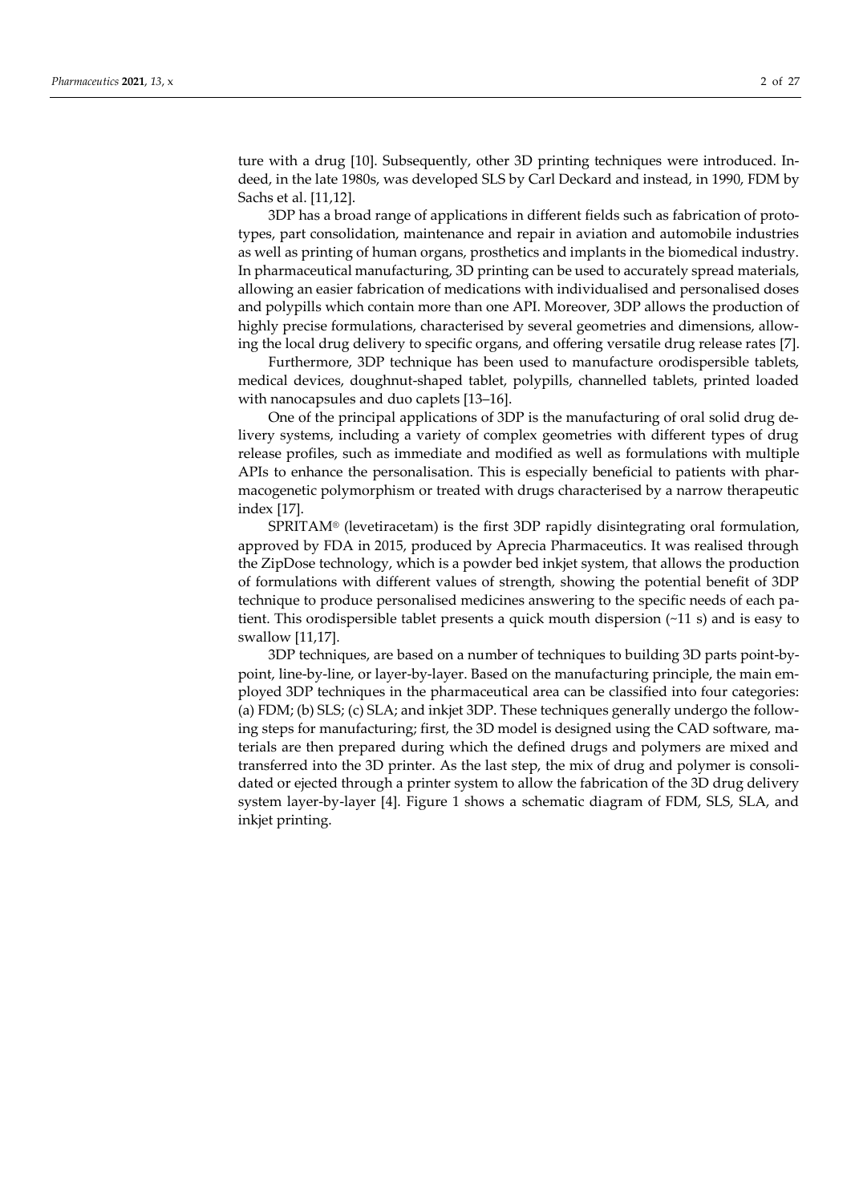ture with a drug [10]. Subsequently, other 3D printing techniques were introduced. Indeed, in the late 1980s, was developed SLS by Carl Deckard and instead, in 1990, FDM by Sachs et al. [11,12].

3DP has a broad range of applications in different fields such as fabrication of prototypes, part consolidation, maintenance and repair in aviation and automobile industries as well as printing of human organs, prosthetics and implants in the biomedical industry. In pharmaceutical manufacturing, 3D printing can be used to accurately spread materials, allowing an easier fabrication of medications with individualised and personalised doses and polypills which contain more than one API. Moreover, 3DP allows the production of highly precise formulations, characterised by several geometries and dimensions, allowing the local drug delivery to specific organs, and offering versatile drug release rates [7].

Furthermore, 3DP technique has been used to manufacture orodispersible tablets, medical devices, doughnut-shaped tablet, polypills, channelled tablets, printed loaded with nanocapsules and duo caplets [13–16].

One of the principal applications of 3DP is the manufacturing of oral solid drug delivery systems, including a variety of complex geometries with different types of drug release profiles, such as immediate and modified as well as formulations with multiple APIs to enhance the personalisation. This is especially beneficial to patients with pharmacogenetic polymorphism or treated with drugs characterised by a narrow therapeutic index [17].

SPRITAM® (levetiracetam) is the first 3DP rapidly disintegrating oral formulation, approved by FDA in 2015, produced by Aprecia Pharmaceutics. It was realised through the ZipDose technology, which is a powder bed inkjet system, that allows the production of formulations with different values of strength, showing the potential benefit of 3DP technique to produce personalised medicines answering to the specific needs of each patient. This orodispersible tablet presents a quick mouth dispersion (~11 s) and is easy to swallow [11,17].

3DP techniques, are based on a number of techniques to building 3D parts point-by-point, line-by-line, or layer-by-layer. Based on the manufacturing principle, the main employed 3DP techniques in the pharmaceutical area can be classified into four categories: (a) FDM; (b) SLS; (c) SLA; and inkjet 3DP. These techniques generally undergo the following steps for manufacturing; first, the 3D model is designed using the CAD software, materials are then prepared during which the defined drugs and polymers are mixed and transferred into the 3D printer. As the last step, the mix of drug and polymer is consolidated or ejected through a printer system to allow the fabrication of the 3D drug delivery system layer-by-layer [4]. Figure 1 shows a schematic diagram of FDM, SLS, SLA, and inkjet printing.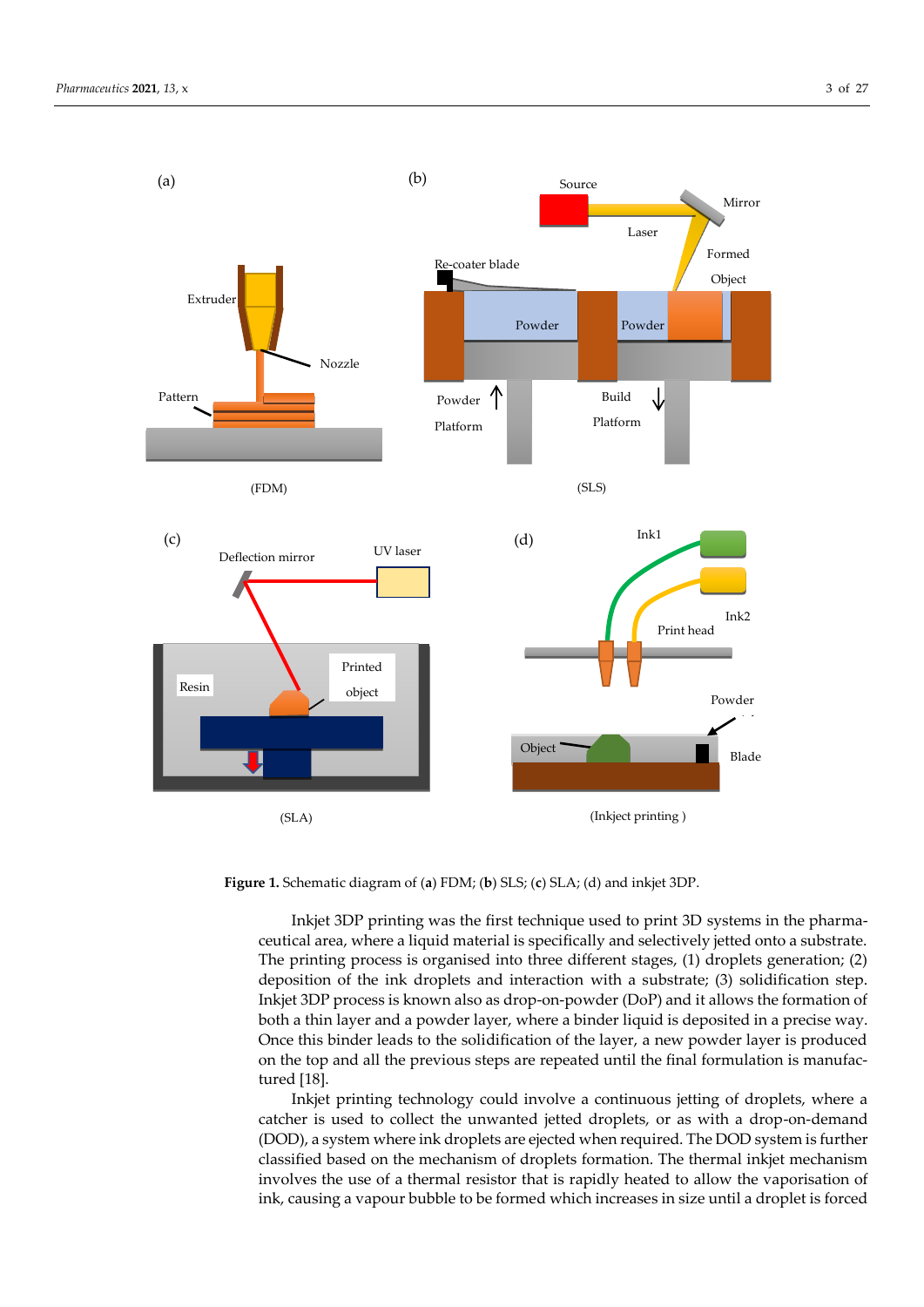**Figure 1.** Schematic diagram of (**a**) FDM; (**b**) SLS; (**c**) SLA; (d) and inkjet 3DP.

Inkjet 3DP printing was the first technique used to print 3D systems in the pharmaceutical area, where a liquid material is specifically and selectively jetted onto a substrate. The printing process is organised into three different stages, (1) droplets generation; (2) deposition of the ink droplets and interaction with a substrate; (3) solidification step. Inkjet 3DP process is known also as drop-on-powder (DoP) and it allows the formation of both a thin layer and a powder layer, where a binder liquid is deposited in a precise way. Once this binder leads to the solidification of the layer, a new powder layer is produced on the top and all the previous steps are repeated until the final formulation is manufactured [18].

Inkjet printing technology could involve a continuous jetting of droplets, where a catcher is used to collect the unwanted jetted droplets, or as with a drop-on-demand (DOD), a system where ink droplets are ejected when required. The DOD system is further classified based on the mechanism of droplets formation. The thermal inkjet mechanism involves the use of a thermal resistor that is rapidly heated to allow the vaporisation of ink, causing a vapour bubble to be formed which increases in size until a droplet is forced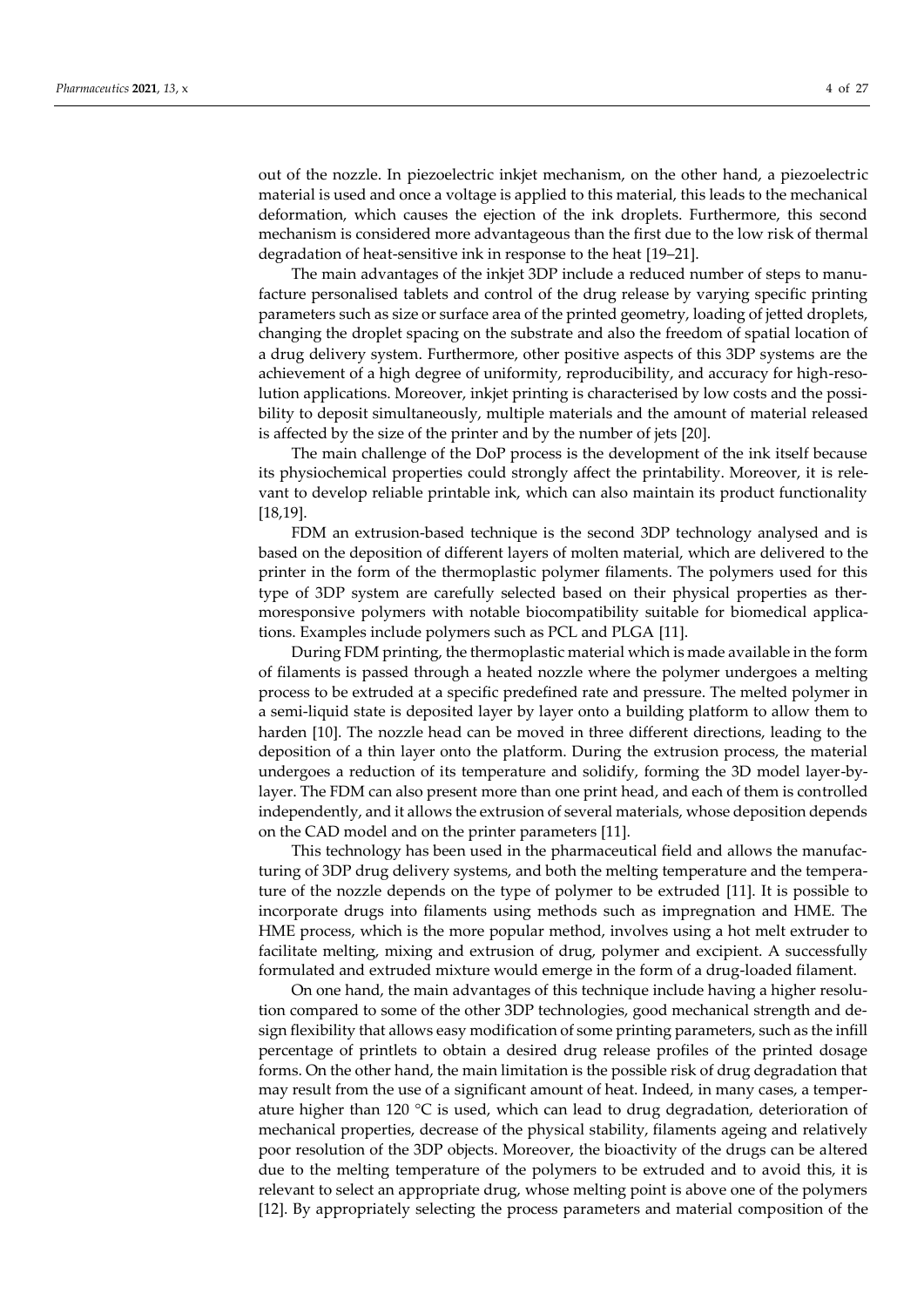out of the nozzle. In piezoelectric inkjet mechanism, on the other hand, a piezoelectric material is used and once a voltage is applied to this material, this leads to the mechanical deformation, which causes the ejection of the ink droplets. Furthermore, this second mechanism is considered more advantageous than the first due to the low risk of thermal degradation of heat-sensitive ink in response to the heat [19–21].

The main advantages of the inkjet 3DP include a reduced number of steps to manufacture personalised tablets and control of the drug release by varying specific printing parameters such as size or surface area of the printed geometry, loading of jetted droplets, changing the droplet spacing on the substrate and also the freedom of spatial location of a drug delivery system. Furthermore, other positive aspects of this 3DP systems are the achievement of a high degree of uniformity, reproducibility, and accuracy for high-resolution applications. Moreover, inkjet printing is characterised by low costs and the possibility to deposit simultaneously, multiple materials and the amount of material released is affected by the size of the printer and by the number of jets [20].

The main challenge of the DoP process is the development of the ink itself because its physiochemical properties could strongly affect the printability. Moreover, it is relevant to develop reliable printable ink, which can also maintain its product functionality [18,19].

FDM an extrusion-based technique is the second 3DP technology analysed and is based on the deposition of different layers of molten material, which are delivered to the printer in the form of the thermoplastic polymer filaments. The polymers used for this type of 3DP system are carefully selected based on their physical properties as thermoresponsive polymers with notable biocompatibility suitable for biomedical applications. Examples include polymers such as PCL and PLGA [11].

During FDM printing, the thermoplastic material which is made available in the form of filaments is passed through a heated nozzle where the polymer undergoes a melting process to be extruded at a specific predefined rate and pressure. The melted polymer in a semi-liquid state is deposited layer by layer onto a building platform to allow them to harden [10]. The nozzle head can be moved in three different directions, leading to the deposition of a thin layer onto the platform. During the extrusion process, the material undergoes a reduction of its temperature and solidify, forming the 3D model layer-by-layer. The FDM can also present more than one print head, and each of them is controlled independently, and it allows the extrusion of several materials, whose deposition depends on the CAD model and on the printer parameters [11].

This technology has been used in the pharmaceutical field and allows the manufacturing of 3DP drug delivery systems, and both the melting temperature and the temperature of the nozzle depends on the type of polymer to be extruded [11]. It is possible to incorporate drugs into filaments using methods such as impregnation and HME. The HME process, which is the more popular method, involves using a hot melt extruder to facilitate melting, mixing and extrusion of drug, polymer and excipient. A successfully formulated and extruded mixture would emerge in the form of a drug-loaded filament.

On one hand, the main advantages of this technique include having a higher resolution compared to some of the other 3DP technologies, good mechanical strength and design flexibility that allows easy modification of some printing parameters, such as the infill percentage of printlets to obtain a desired drug release profiles of the printed dosage forms. On the other hand, the main limitation is the possible risk of drug degradation that may result from the use of a significant amount of heat. Indeed, in many cases, a temperature higher than 120 °C is used, which can lead to drug degradation, deterioration of mechanical properties, decrease of the physical stability, filaments ageing and relatively poor resolution of the 3DP objects. Moreover, the bioactivity of the drugs can be altered due to the melting temperature of the polymers to be extruded and to avoid this, it is relevant to select an appropriate drug, whose melting point is above one of the polymers [12]. By appropriately selecting the process parameters and material composition of the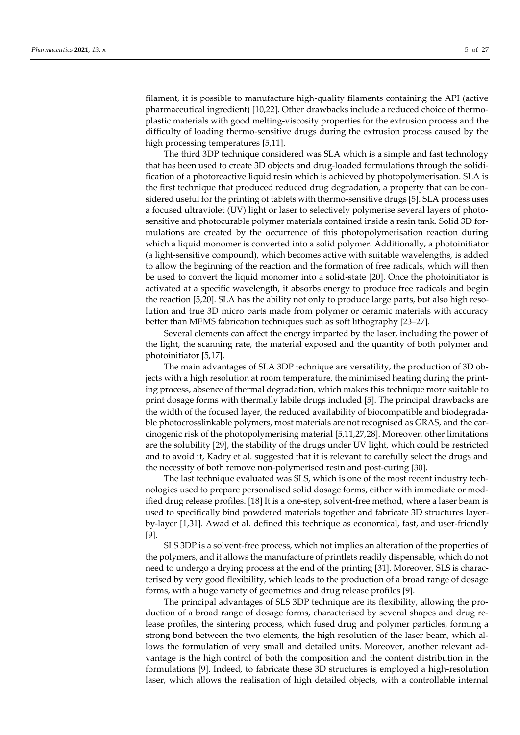filament, it is possible to manufacture high-quality filaments containing the API (active pharmaceutical ingredient) [10,22]. Other drawbacks include a reduced choice of thermoplastic materials with good melting-viscosity properties for the extrusion process and the difficulty of loading thermo-sensitive drugs during the extrusion process caused by the high processing temperatures [5,11].

The third 3DP technique considered was SLA which is a simple and fast technology that has been used to create 3D objects and drug-loaded formulations through the solidification of a photoreactive liquid resin which is achieved by photopolymerisation. SLA is the first technique that produced reduced drug degradation, a property that can be considered useful for the printing of tablets with thermo-sensitive drugs [5]. SLA process uses a focused ultraviolet (UV) light or laser to selectively polymerise several layers of photosensitive and photocurable polymer materials contained inside a resin tank. Solid 3D formulations are created by the occurrence of this photopolymerisation reaction during which a liquid monomer is converted into a solid polymer. Additionally, a photoinitiator (a light-sensitive compound), which becomes active with suitable wavelengths, is added to allow the beginning of the reaction and the formation of free radicals, which will then be used to convert the liquid monomer into a solid-state [20]. Once the photoinitiator is activated at a specific wavelength, it absorbs energy to produce free radicals and begin the reaction [5,20]. SLA has the ability not only to produce large parts, but also high resolution and true 3D micro parts made from polymer or ceramic materials with accuracy better than MEMS fabrication techniques such as soft lithography [23–27].

Several elements can affect the energy imparted by the laser, including the power of the light, the scanning rate, the material exposed and the quantity of both polymer and photoinitiator [5,17].

The main advantages of SLA 3DP technique are versatility, the production of 3D objects with a high resolution at room temperature, the minimised heating during the printing process, absence of thermal degradation, which makes this technique more suitable to print dosage forms with thermally labile drugs included [5]. The principal drawbacks are the width of the focused layer, the reduced availability of biocompatible and biodegradable photocrosslinkable polymers, most materials are not recognised as GRAS, and the carcinogenic risk of the photopolymerising material [5,11,27,28]. Moreover, other limitations are the solubility [29], the stability of the drugs under UV light, which could be restricted and to avoid it, Kadry et al. suggested that it is relevant to carefully select the drugs and the necessity of both remove non-polymerised resin and post-curing [30].

The last technique evaluated was SLS, which is one of the most recent industry technologies used to prepare personalised solid dosage forms, either with immediate or modified drug release profiles. [18] It is a one-step, solvent-free method, where a laser beam is used to specifically bind powdered materials together and fabricate 3D structures layer-by-layer [1,31]. Awad et al. defined this technique as economical, fast, and user-friendly [9].

SLS 3DP is a solvent-free process, which not implies an alteration of the properties of the polymers, and it allows the manufacture of printlets readily dispensable, which do not need to undergo a drying process at the end of the printing [31]. Moreover, SLS is characterised by very good flexibility, which leads to the production of a broad range of dosage forms, with a huge variety of geometries and drug release profiles [9].

The principal advantages of SLS 3DP technique are its flexibility, allowing the production of a broad range of dosage forms, characterised by several shapes and drug release profiles, the sintering process, which fused drug and polymer particles, forming a strong bond between the two elements, the high resolution of the laser beam, which allows the formulation of very small and detailed units. Moreover, another relevant advantage is the high control of both the composition and the content distribution in the formulations [9]. Indeed, to fabricate these 3D structures is employed a high-resolution laser, which allows the realisation of high detailed objects, with a controllable internal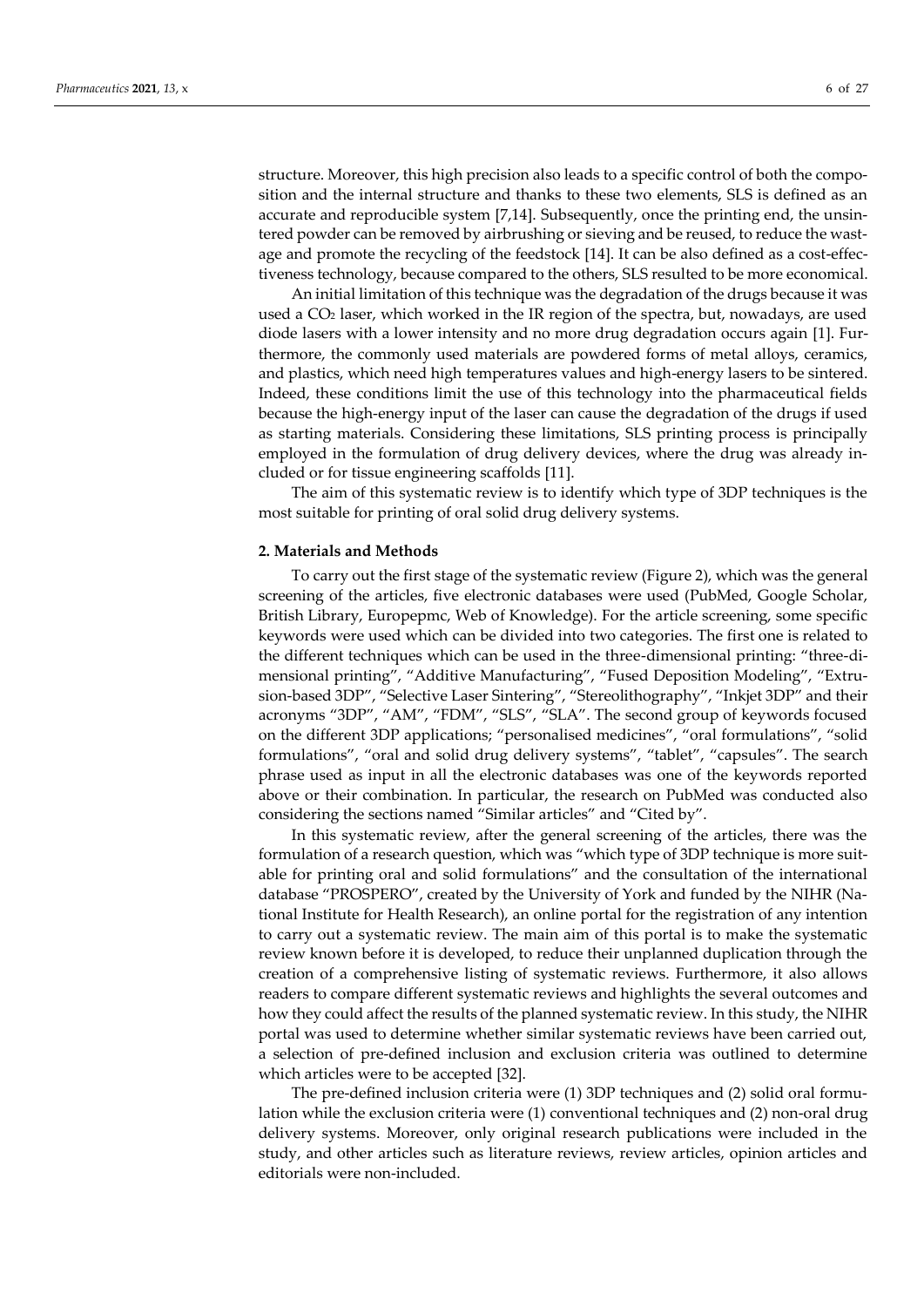structure. Moreover, this high precision also leads to a specific control of both the composition and the internal structure and thanks to these two elements, SLS is defined as an accurate and reproducible system [7,14]. Subsequently, once the printing end, the unsintered powder can be removed by airbrushing or sieving and be reused, to reduce the wastage and promote the recycling of the feedstock [14]. It can be also defined as a cost-effectiveness technology, because compared to the others, SLS resulted to be more economical.

An initial limitation of this technique was the degradation of the drugs because it was used a $CO_2$ laser, which worked in the IR region of the spectra, but, nowadays, are used diode lasers with a lower intensity and no more drug degradation occurs again [1]. Furthermore, the commonly used materials are powdered forms of metal alloys, ceramics, and plastics, which need high temperatures values and high-energy lasers to be sintered. Indeed, these conditions limit the use of this technology into the pharmaceutical fields because the high-energy input of the laser can cause the degradation of the drugs if used as starting materials. Considering these limitations, SLS printing process is principally employed in the formulation of drug delivery devices, where the drug was already included or for tissue engineering scaffolds [11].

The aim of this systematic review is to identify which type of 3DP techniques is the most suitable for printing of oral solid drug delivery systems.

## 2. Materials and Methods

To carry out the first stage of the systematic review (Figure 2), which was the general screening of the articles, five electronic databases were used (PubMed, Google Scholar, British Library, Europepmc, Web of Knowledge). For the article screening, some specific keywords were used which can be divided into two categories. The first one is related to the different techniques which can be used in the three-dimensional printing: "three-dimensional printing", "Additive Manufacturing", "Fused Deposition Modeling", "Extrusion-based 3DP", "Selective Laser Sintering", "Stereolithography", "Inkjet 3DP" and their acronyms "3DP", "AM", "FDM", "SLS", "SLA". The second group of keywords focused on the different 3DP applications; "personalised medicines", "oral formulations", "solid formulations", "oral and solid drug delivery systems", "tablet", "capsules". The search phrase used as input in all the electronic databases was one of the keywords reported above or their combination. In particular, the research on PubMed was conducted also considering the sections named "Similar articles" and "Cited by".

In this systematic review, after the general screening of the articles, there was the formulation of a research question, which was "which type of 3DP technique is more suitable for printing oral and solid formulations" and the consultation of the international database "PROSPERO", created by the University of York and funded by the NIHR (National Institute for Health Research), an online portal for the registration of any intention to carry out a systematic review. The main aim of this portal is to make the systematic review known before it is developed, to reduce their unplanned duplication through the creation of a comprehensive listing of systematic reviews. Furthermore, it also allows readers to compare different systematic reviews and highlights the several outcomes and how they could affect the results of the planned systematic review. In this study, the NIHR portal was used to determine whether similar systematic reviews have been carried out, a selection of pre-defined inclusion and exclusion criteria was outlined to determine which articles were to be accepted [32].

The pre-defined inclusion criteria were (1) 3DP techniques and (2) solid oral formulation while the exclusion criteria were (1) conventional techniques and (2) non-oral drug delivery systems. Moreover, only original research publications were included in the study, and other articles such as literature reviews, review articles, opinion articles and editorials were non-included.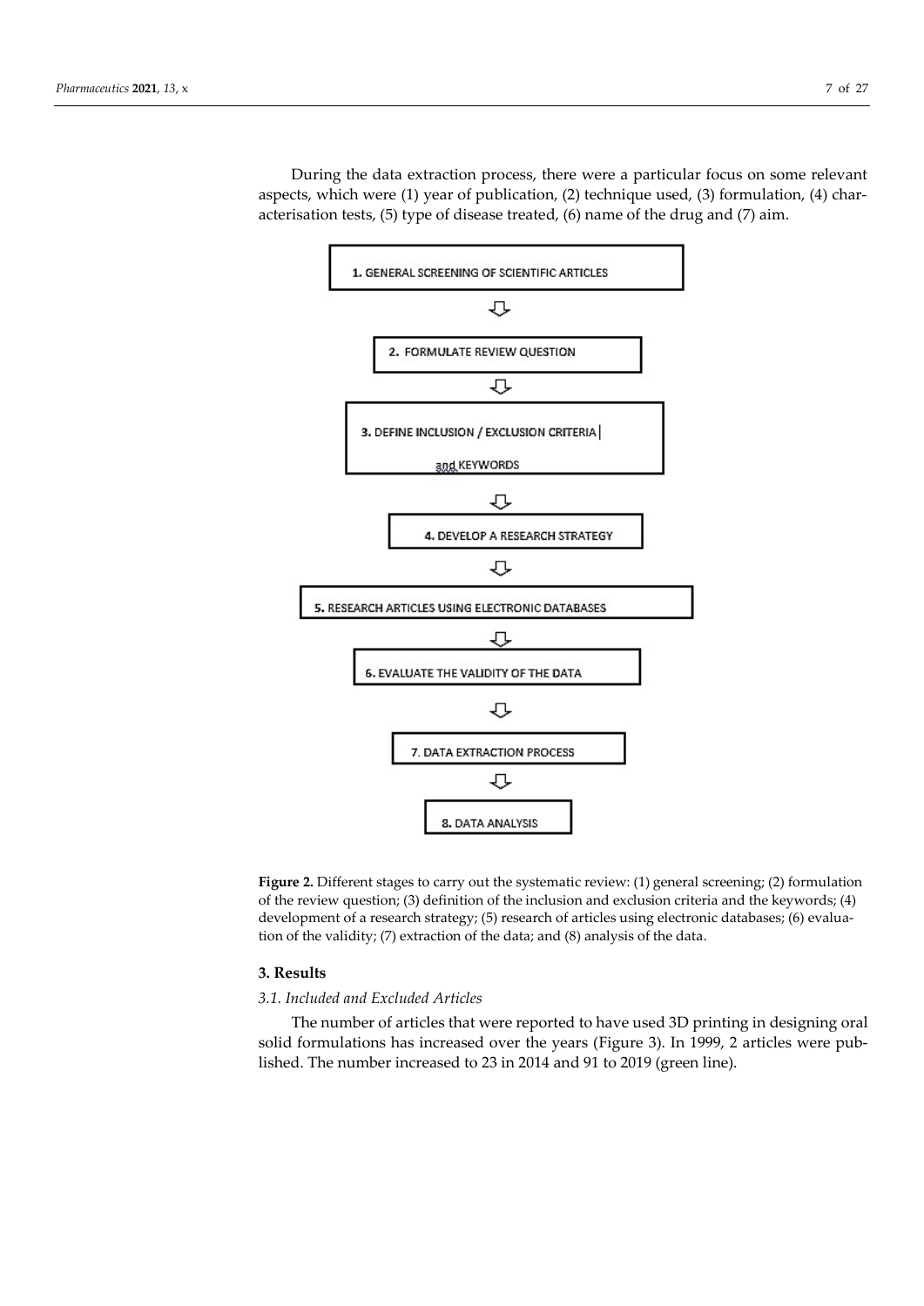During the data extraction process, there were a particular focus on some relevant aspects, which were (1) year of publication, (2) technique used, (3) formulation, (4) characterisation tests, (5) type of disease treated, (6) name of the drug and (7) aim.

1. GENERAL SCREENING OF SCIENTIFIC ARTICLES
2. FORMULATE REVIEW QUESTION
3. DEFINE INCLUSION / EXCLUSION CRITERIA and KEYWORDS
4. DEVELOP A RESEARCH STRATEGY
5. RESEARCH ARTICLES USING ELECTRONIC DATABASES
6. EVALUATE THE VALIDITY OF THE DATA
7. DATA EXTRACTION PROCESS
8. DATA ANALYSIS

**Figure 2.** Different stages to carry out the systematic review: (1) general screening; (2) formulation of the review question; (3) definition of the inclusion and exclusion criteria and the keywords; (4) development of a research strategy; (5) research of articles using electronic databases; (6) evaluation of the validity; (7) extraction of the data; and (8) analysis of the data.

## 3. Results

### *3.1. Included and Excluded Articles*

The number of articles that were reported to have used 3D printing in designing oral solid formulations has increased over the years (Figure 3). In 1999, 2 articles were published. The number increased to 23 in 2014 and 91 to 2019 (green line).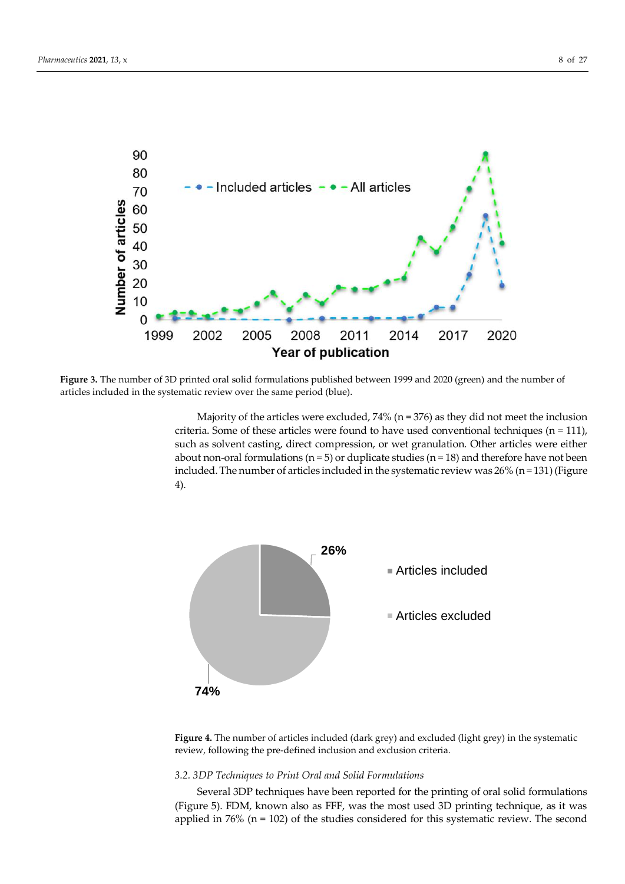**Figure 3.** The number of 3D printed oral solid formulations published between 1999 and 2020 (green) and the number of articles included in the systematic review over the same period (blue).

Majority of the articles were excluded, 74% (n = 376) as they did not meet the inclusion criteria. Some of these articles were found to have used conventional techniques (n = 111), such as solvent casting, direct compression, or wet granulation. Other articles were either about non-oral formulations (n = 5) or duplicate studies (n = 18) and therefore have not been included. The number of articles included in the systematic review was 26% (n = 131) (Figure 4).

**Figure 4.** The number of articles included (dark grey) and excluded (light grey) in the systematic review, following the pre-defined inclusion and exclusion criteria.

### 3.2. 3DP Techniques to Print Oral and Solid Formulations

Several 3DP techniques have been reported for the printing of oral solid formulations (Figure 5). FDM, known also as FFF, was the most used 3D printing technique, as it was applied in 76% (n = 102) of the studies considered for this systematic review. The second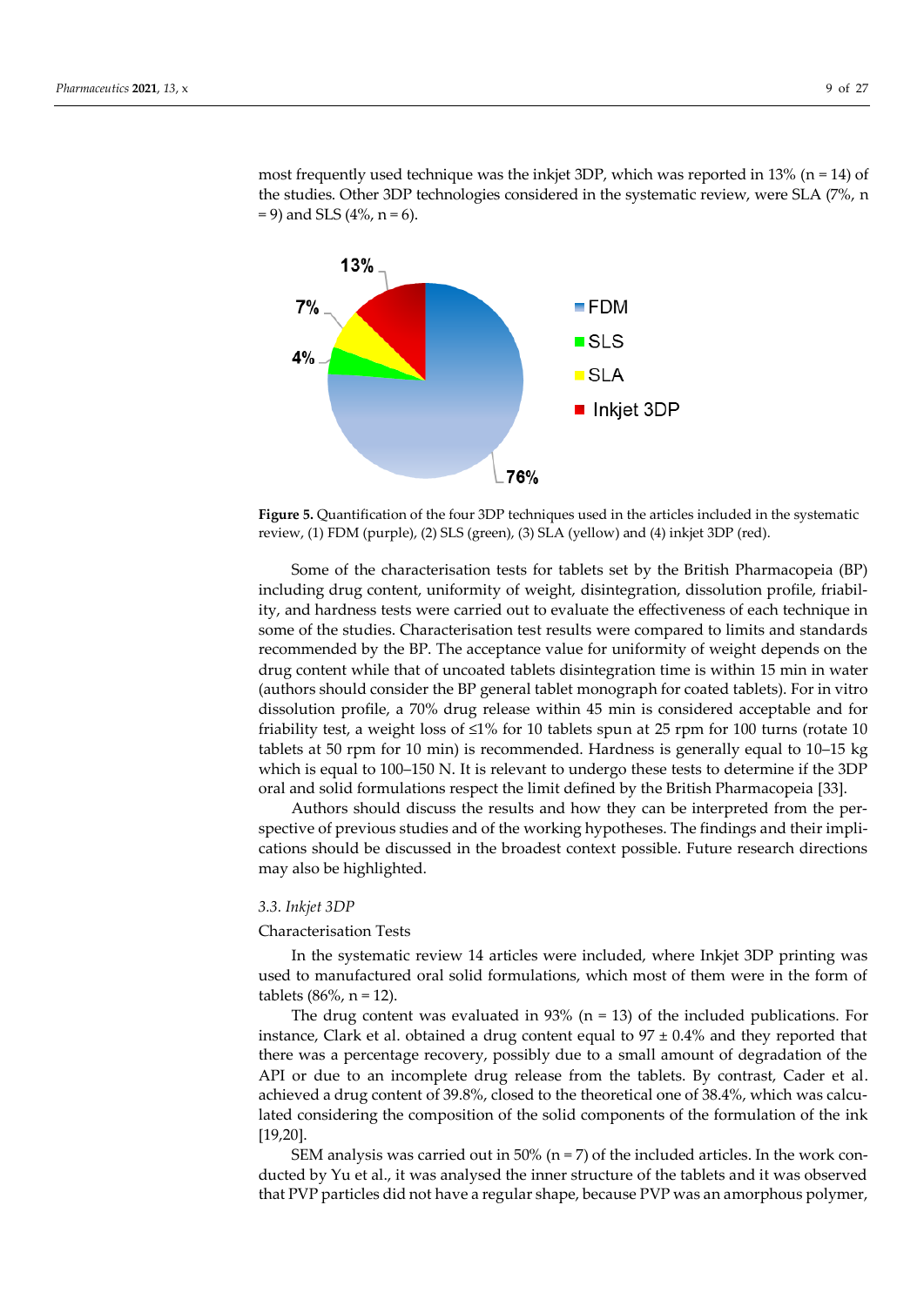most frequently used technique was the inkjet 3DP, which was reported in 13% (n = 14) of the studies. Other 3DP technologies considered in the systematic review, were SLA (7%, n = 9) and SLS (4%, n = 6).

**Figure 5.** Quantification of the four 3DP techniques used in the articles included in the systematic review, (1) FDM (purple), (2) SLS (green), (3) SLA (yellow) and (4) inkjet 3DP (red).

Some of the characterisation tests for tablets set by the British Pharmacopeia (BP) including drug content, uniformity of weight, disintegration, dissolution profile, friability, and hardness tests were carried out to evaluate the effectiveness of each technique in some of the studies. Characterisation test results were compared to limits and standards recommended by the BP. The acceptance value for uniformity of weight depends on the drug content while that of uncoated tablets disintegration time is within 15 min in water (authors should consider the BP general tablet monograph for coated tablets). For in vitro dissolution profile, a 70% drug release within 45 min is considered acceptable and for friability test, a weight loss of ≤1% for 10 tablets spun at 25 rpm for 100 turns (rotate 10 tablets at 50 rpm for 10 min) is recommended. Hardness is generally equal to 10–15 kg which is equal to 100–150 N. It is relevant to undergo these tests to determine if the 3DP oral and solid formulations respect the limit defined by the British Pharmacopeia [33].

Authors should discuss the results and how they can be interpreted from the perspective of previous studies and of the working hypotheses. The findings and their implications should be discussed in the broadest context possible. Future research directions may also be highlighted.

### 3.3. Inkjet 3DP

Characterisation Tests

In the systematic review 14 articles were included, where Inkjet 3DP printing was used to manufactured oral solid formulations, which most of them were in the form of tablets (86%, n = 12).

The drug content was evaluated in 93% (n = 13) of the included publications. For instance, Clark et al. obtained a drug content equal to 97 ± 0.4% and they reported that there was a percentage recovery, possibly due to a small amount of degradation of the API or due to an incomplete drug release from the tablets. By contrast, Cader et al. achieved a drug content of 39.8%, closed to the theoretical one of 38.4%, which was calculated considering the composition of the solid components of the formulation of the ink [19,20].

SEM analysis was carried out in 50% (n = 7) of the included articles. In the work conducted by Yu et al., it was analysed the inner structure of the tablets and it was observed that PVP particles did not have a regular shape, because PVP was an amorphous polymer,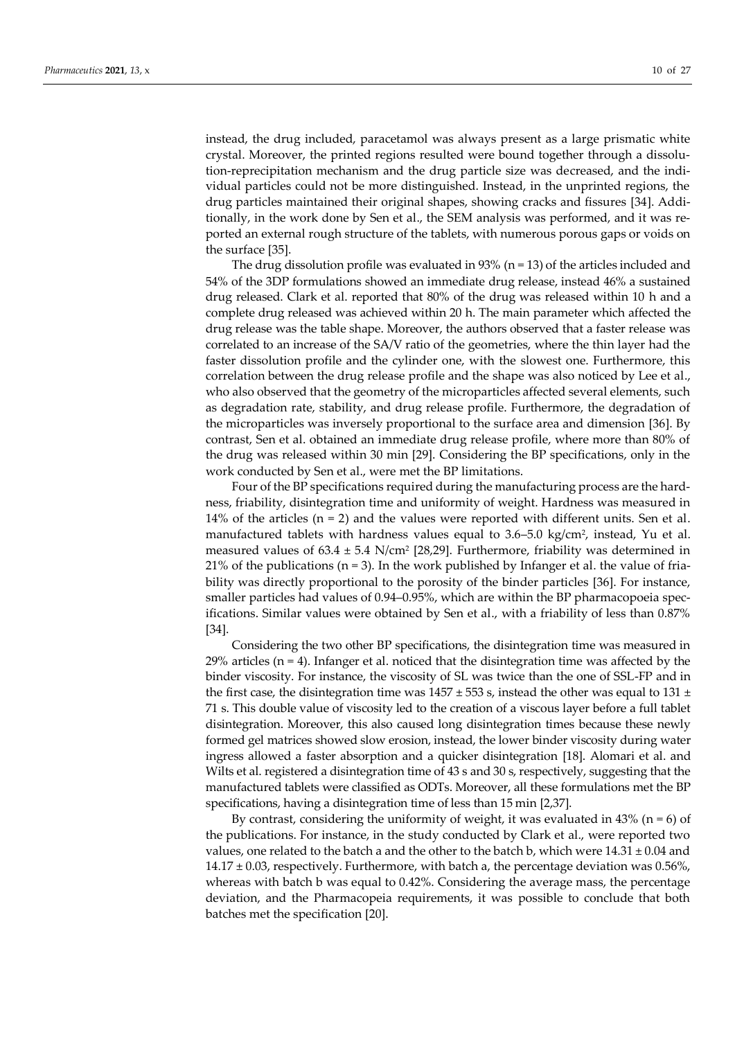instead, the drug included, paracetamol was always present as a large prismatic white crystal. Moreover, the printed regions resulted were bound together through a dissolution-reprecipitation mechanism and the drug particle size was decreased, and the individual particles could not be more distinguished. Instead, in the unprinted regions, the drug particles maintained their original shapes, showing cracks and fissures [34]. Additionally, in the work done by Sen et al., the SEM analysis was performed, and it was reported an external rough structure of the tablets, with numerous porous gaps or voids on the surface [35].

The drug dissolution profile was evaluated in 93% (n = 13) of the articles included and 54% of the 3DP formulations showed an immediate drug release, instead 46% a sustained drug released. Clark et al. reported that 80% of the drug was released within 10 h and a complete drug released was achieved within 20 h. The main parameter which affected the drug release was the table shape. Moreover, the authors observed that a faster release was correlated to an increase of the SA/V ratio of the geometries, where the thin layer had the faster dissolution profile and the cylinder one, with the slowest one. Furthermore, this correlation between the drug release profile and the shape was also noticed by Lee et al., who also observed that the geometry of the microparticles affected several elements, such as degradation rate, stability, and drug release profile. Furthermore, the degradation of the microparticles was inversely proportional to the surface area and dimension [36]. By contrast, Sen et al. obtained an immediate drug release profile, where more than 80% of the drug was released within 30 min [29]. Considering the BP specifications, only in the work conducted by Sen et al., were met the BP limitations.

Four of the BP specifications required during the manufacturing process are the hardness, friability, disintegration time and uniformity of weight. Hardness was measured in 14% of the articles (n = 2) and the values were reported with different units. Sen et al. manufactured tablets with hardness values equal to 3.6–5.0 kg/cm$^2$, instead, Yu et al. measured values of 63.4 ± 5.4 N/cm$^2$ [28,29]. Furthermore, friability was determined in 21% of the publications (n = 3). In the work published by Infanger et al. the value of friability was directly proportional to the porosity of the binder particles [36]. For instance, smaller particles had values of 0.94–0.95%, which are within the BP pharmacopoeia specifications. Similar values were obtained by Sen et al., with a friability of less than 0.87% [34].

Considering the two other BP specifications, the disintegration time was measured in 29% articles (n = 4). Infanger et al. noticed that the disintegration time was affected by the binder viscosity. For instance, the viscosity of SL was twice than the one of SSL-FP and in the first case, the disintegration time was 1457 ± 553 s, instead the other was equal to 131 ± 71 s. This double value of viscosity led to the creation of a viscous layer before a full tablet disintegration. Moreover, this also caused long disintegration times because these newly formed gel matrices showed slow erosion, instead, the lower binder viscosity during water ingress allowed a faster absorption and a quicker disintegration [18]. Alomari et al. and Wilts et al. registered a disintegration time of 43 s and 30 s, respectively, suggesting that the manufactured tablets were classified as ODTs. Moreover, all these formulations met the BP specifications, having a disintegration time of less than 15 min [2,37].

By contrast, considering the uniformity of weight, it was evaluated in 43% (n = 6) of the publications. For instance, in the study conducted by Clark et al., were reported two values, one related to the batch a and the other to the batch b, which were 14.31 ± 0.04 and 14.17 ± 0.03, respectively. Furthermore, with batch a, the percentage deviation was 0.56%, whereas with batch b was equal to 0.42%. Considering the average mass, the percentage deviation, and the Pharmacopeia requirements, it was possible to conclude that both batches met the specification [20].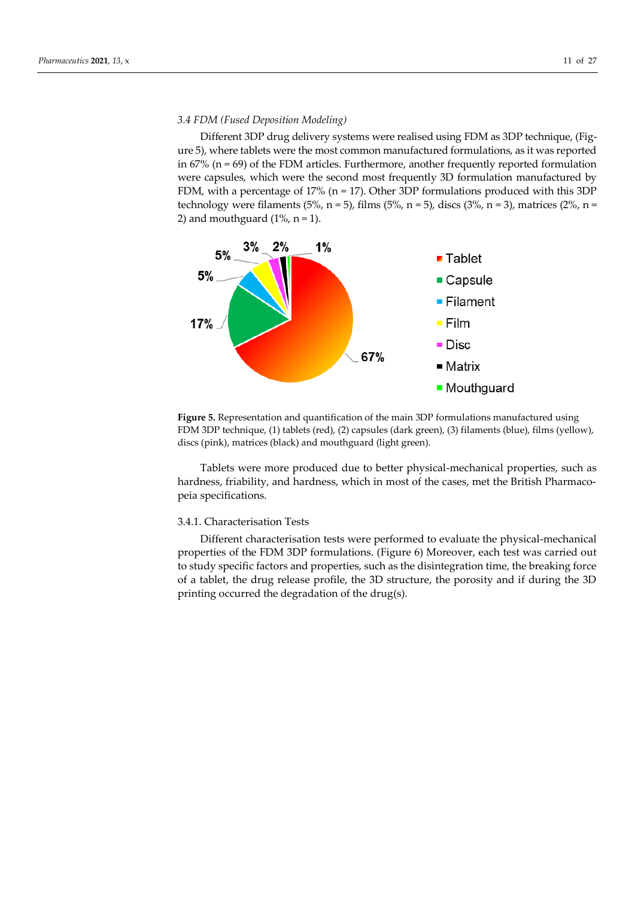### 3.4 FDM (Fused Deposition Modeling)

Different 3DP drug delivery systems were realised using FDM as 3DP technique, (Figure 5), where tablets were the most common manufactured formulations, as it was reported in 67% (n = 69) of the FDM articles. Furthermore, another frequently reported formulation were capsules, which were the second most frequently 3D formulation manufactured by FDM, with a percentage of 17% (n = 17). Other 3DP formulations produced with this 3DP technology were filaments (5%, n = 5), films (5%, n = 5), discs (3%, n = 3), matrices (2%, n = 2) and mouthguard (1%, n = 1).

**Figure 5.** Representation and quantification of the main 3DP formulations manufactured using FDM 3DP technique, (1) tablets (red), (2) capsules (dark green), (3) filaments (blue), films (yellow), discs (pink), matrices (black) and mouthguard (light green).

Tablets were more produced due to better physical-mechanical properties, such as hardness, friability, and hardness, which in most of the cases, met the British Pharmacopeia specifications.

#### 3.4.1. Characterisation Tests

Different characterisation tests were performed to evaluate the physical-mechanical properties of the FDM 3DP formulations. (Figure 6) Moreover, each test was carried out to study specific factors and properties, such as the disintegration time, the breaking force of a tablet, the drug release profile, the 3D structure, the porosity and if during the 3D printing occurred the degradation of the drug(s).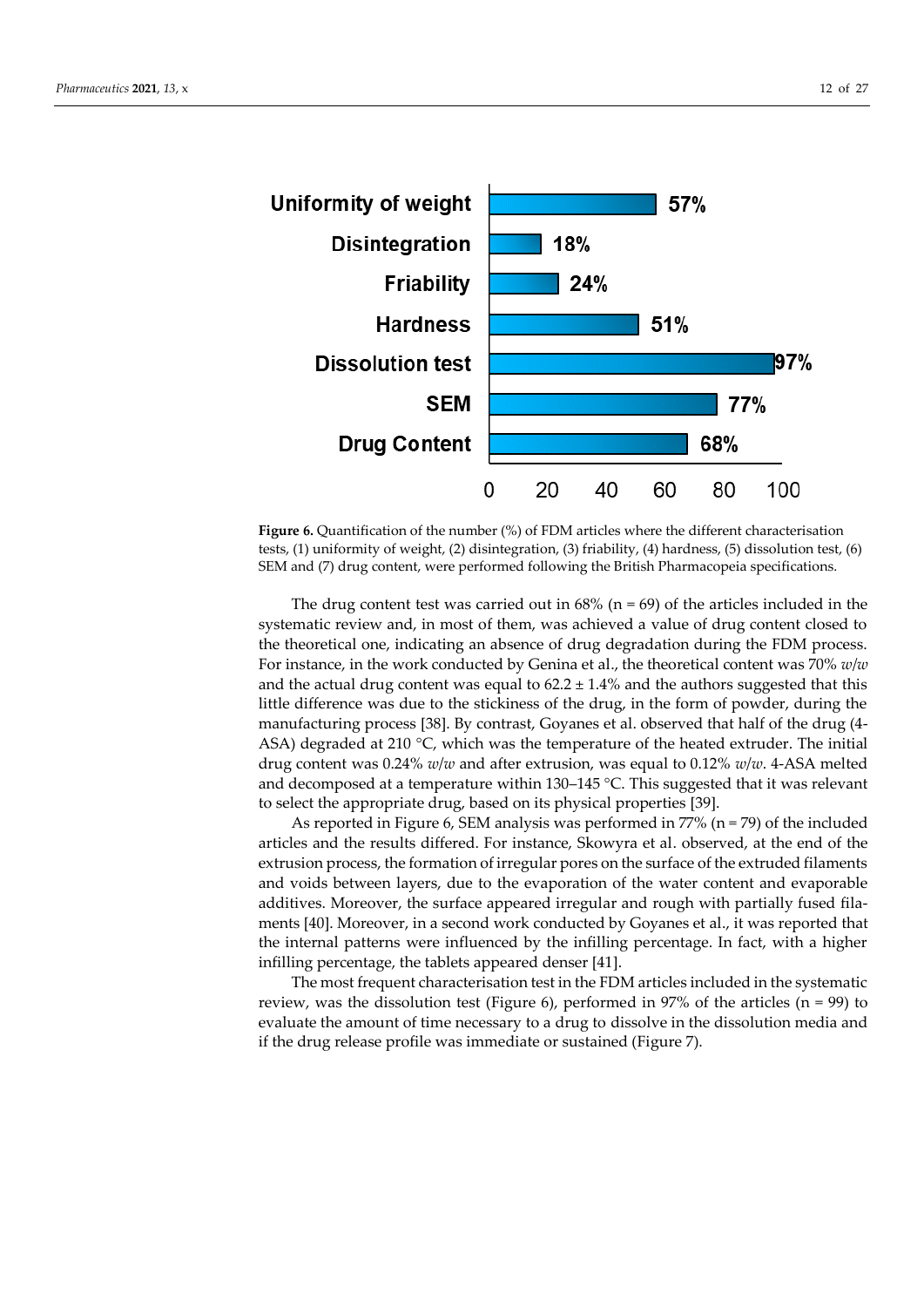**Figure 6.** Quantification of the number (%) of FDM articles where the different characterisation tests, (1) uniformity of weight, (2) disintegration, (3) friability, (4) hardness, (5) dissolution test, (6) SEM and (7) drug content, were performed following the British Pharmacopeia specifications.

The drug content test was carried out in 68% (n = 69) of the articles included in the systematic review and, in most of them, was achieved a value of drug content closed to the theoretical one, indicating an absence of drug degradation during the FDM process. For instance, in the work conducted by Genina et al., the theoretical content was 70% *w/w* and the actual drug content was equal to 62.2 ± 1.4% and the authors suggested that this little difference was due to the stickiness of the drug, in the form of powder, during the manufacturing process [38]. By contrast, Goyanes et al. observed that half of the drug (4-ASA) degraded at 210 °C, which was the temperature of the heated extruder. The initial drug content was 0.24% *w/w* and after extrusion, was equal to 0.12% *w/w*. 4-ASA melted and decomposed at a temperature within 130–145 °C. This suggested that it was relevant to select the appropriate drug, based on its physical properties [39].

As reported in Figure 6, SEM analysis was performed in 77% (n = 79) of the included articles and the results differed. For instance, Skowyra et al. observed, at the end of the extrusion process, the formation of irregular pores on the surface of the extruded filaments and voids between layers, due to the evaporation of the water content and evaporable additives. Moreover, the surface appeared irregular and rough with partially fused filaments [40]. Moreover, in a second work conducted by Goyanes et al., it was reported that the internal patterns were influenced by the infilling percentage. In fact, with a higher infilling percentage, the tablets appeared denser [41].

The most frequent characterisation test in the FDM articles included in the systematic review, was the dissolution test (Figure 6), performed in 97% of the articles (n = 99) to evaluate the amount of time necessary to a drug to dissolve in the dissolution media and if the drug release profile was immediate or sustained (Figure 7).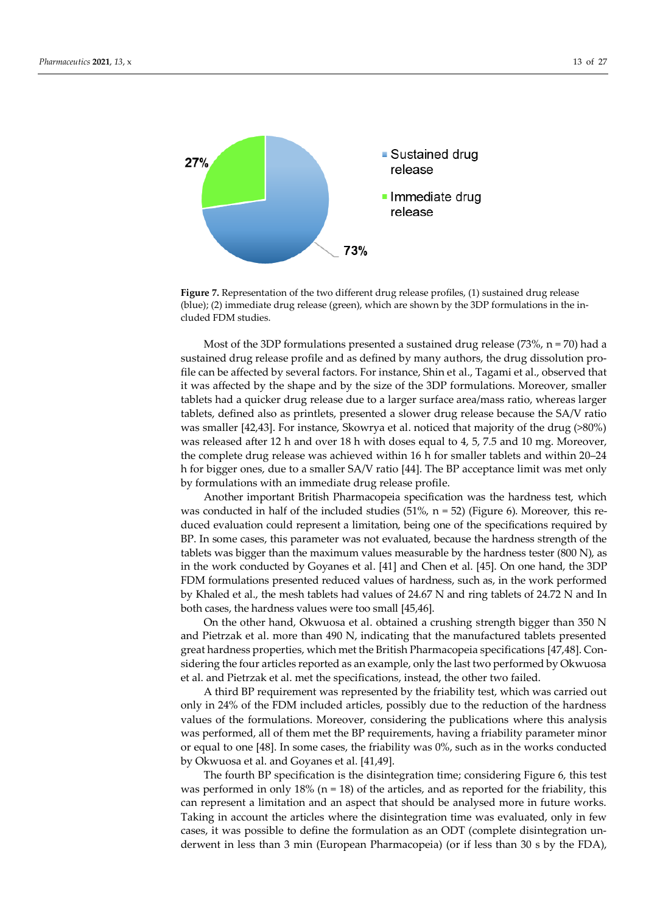**Figure 7.** Representation of the two different drug release profiles, (1) sustained drug release (blue); (2) immediate drug release (green), which are shown by the 3DP formulations in the included FDM studies.

Most of the 3DP formulations presented a sustained drug release (73%, n = 70) had a sustained drug release profile and as defined by many authors, the drug dissolution profile can be affected by several factors. For instance, Shin et al., Tagami et al., observed that it was affected by the shape and by the size of the 3DP formulations. Moreover, smaller tablets had a quicker drug release due to a larger surface area/mass ratio, whereas larger tablets, defined also as printlets, presented a slower drug release because the SA/V ratio was smaller [42,43]. For instance, Skowrya et al. noticed that majority of the drug (>80%) was released after 12 h and over 18 h with doses equal to 4, 5, 7.5 and 10 mg. Moreover, the complete drug release was achieved within 16 h for smaller tablets and within 20–24 h for bigger ones, due to a smaller SA/V ratio [44]. The BP acceptance limit was met only by formulations with an immediate drug release profile.

Another important British Pharmacopeia specification was the hardness test, which was conducted in half of the included studies (51%, n = 52) (Figure 6). Moreover, this reduced evaluation could represent a limitation, being one of the specifications required by BP. In some cases, this parameter was not evaluated, because the hardness strength of the tablets was bigger than the maximum values measurable by the hardness tester (800 N), as in the work conducted by Goyanes et al. [41] and Chen et al. [45]. On one hand, the 3DP FDM formulations presented reduced values of hardness, such as, in the work performed by Khaled et al., the mesh tablets had values of 24.67 N and ring tablets of 24.72 N and In both cases, the hardness values were too small [45,46].

On the other hand, Okwuosa et al. obtained a crushing strength bigger than 350 N and Pietrzak et al. more than 490 N, indicating that the manufactured tablets presented great hardness properties, which met the British Pharmacopeia specifications [47,48]. Considering the four articles reported as an example, only the last two performed by Okwuosa et al. and Pietrzak et al. met the specifications, instead, the other two failed.

A third BP requirement was represented by the friability test, which was carried out only in 24% of the FDM included articles, possibly due to the reduction of the hardness values of the formulations. Moreover, considering the publications where this analysis was performed, all of them met the BP requirements, having a friability parameter minor or equal to one [48]. In some cases, the friability was 0%, such as in the works conducted by Okwuosa et al. and Goyanes et al. [41,49].

The fourth BP specification is the disintegration time; considering Figure 6, this test was performed in only 18% (n = 18) of the articles, and as reported for the friability, this can represent a limitation and an aspect that should be analysed more in future works. Taking in account the articles where the disintegration time was evaluated, only in few cases, it was possible to define the formulation as an ODT (complete disintegration underwent in less than 3 min (European Pharmacopeia) (or if less than 30 s by the FDA),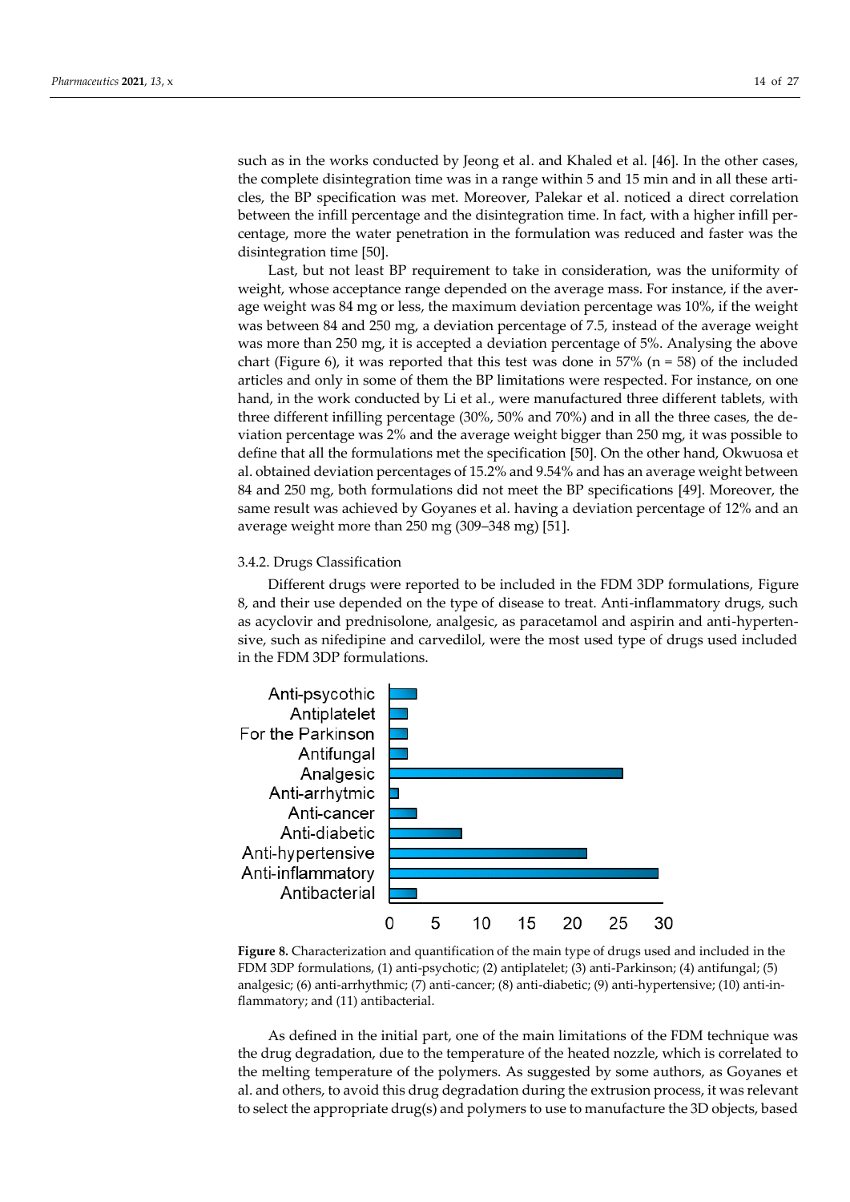such as in the works conducted by Jeong et al. and Khaled et al. [46]. In the other cases, the complete disintegration time was in a range within 5 and 15 min and in all these articles, the BP specification was met. Moreover, Palekar et al. noticed a direct correlation between the infill percentage and the disintegration time. In fact, with a higher infill percentage, more the water penetration in the formulation was reduced and faster was the disintegration time [50].

Last, but not least BP requirement to take in consideration, was the uniformity of weight, whose acceptance range depended on the average mass. For instance, if the average weight was 84 mg or less, the maximum deviation percentage was 10%, if the weight was between 84 and 250 mg, a deviation percentage of 7.5, instead of the average weight was more than 250 mg, it is accepted a deviation percentage of 5%. Analysing the above chart (Figure 6), it was reported that this test was done in 57% (n = 58) of the included articles and only in some of them the BP limitations were respected. For instance, on one hand, in the work conducted by Li et al., were manufactured three different tablets, with three different infilling percentage (30%, 50% and 70%) and in all the three cases, the deviation percentage was 2% and the average weight bigger than 250 mg, it was possible to define that all the formulations met the specification [50]. On the other hand, Okwuosa et al. obtained deviation percentages of 15.2% and 9.54% and has an average weight between 84 and 250 mg, both formulations did not meet the BP specifications [49]. Moreover, the same result was achieved by Goyanes et al. having a deviation percentage of 12% and an average weight more than 250 mg (309–348 mg) [51].

### 3.4.2. Drugs Classification

Different drugs were reported to be included in the FDM 3DP formulations, Figure 8, and their use depended on the type of disease to treat. Anti-inflammatory drugs, such as acyclovir and prednisolone, analgesic, as paracetamol and aspirin and anti-hypertensive, such as nifedipine and carvedilol, were the most used type of drugs used included in the FDM 3DP formulations.

**Figure 8.** Characterization and quantification of the main type of drugs used and included in the FDM 3DP formulations, (1) anti-psychotic; (2) antiplatelet; (3) anti-Parkinson; (4) antifungal; (5) analgesic; (6) anti-arrhytmic; (7) anti-cancer; (8) anti-diabetic; (9) anti-hypertensive; (10) anti-inflammatory; and (11) antibacterial.

As defined in the initial part, one of the main limitations of the FDM technique was the drug degradation, due to the temperature of the heated nozzle, which is correlated to the melting temperature of the polymers. As suggested by some authors, as Goyanes et al. and others, to avoid this drug degradation during the extrusion process, it was relevant to select the appropriate drug(s) and polymers to use to manufacture the 3D objects, based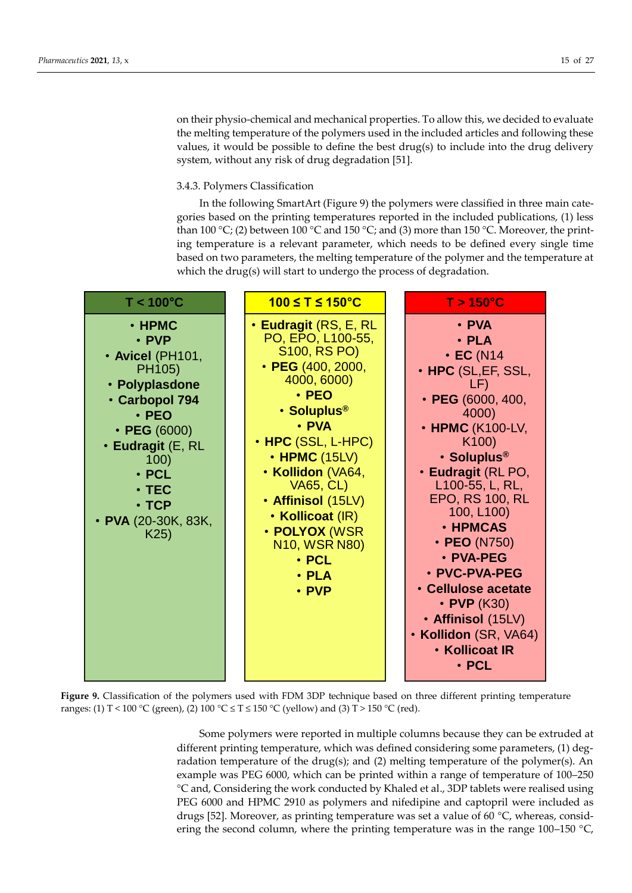on their physio-chemical and mechanical properties. To allow this, we decided to evaluate the melting temperature of the polymers used in the included articles and following these values, it would be possible to define the best drug(s) to include into the drug delivery system, without any risk of drug degradation [51].

### 3.4.3. Polymers Classification

In the following SmartArt (Figure 9) the polymers were classified in three main categories based on the printing temperatures reported in the included publications, (1) less than 100 °C; (2) between 100 °C and 150 °C; and (3) more than 150 °C. Moreover, the printing temperature is a relevant parameter, which needs to be defined every single time based on two parameters, the melting temperature of the polymer and the temperature at which the drug(s) will start to undergo the process of degradation.

| T < 100°C | 100 ≤ T ≤ 150°C | T > 150°C |
|---|---|---|
| • **HPMC** | • **Eudragit** (RS, E, RL PO, EPO, L100-55, S100, RS PO) | • **PVA** |
| • **PVP** | • **PEG** (400, 2000, 4000, 6000) | • **PLA** |
| • **Avicel** (PH101, PH105) | • **PEO** | • **EC** (N14 |
| • **Polyplasdone** | • **Soluplus®** | • **HPC** (SL,EF, SSL, LF) |
| • **Carbopol 794** | • **PVA** | • **PEG** (6000, 400, 4000) |
| • **PEO** | • **HPC** (SSL, L-HPC) | • **HPMC** (K100-LV, K100) |
| • **PEG** (6000) | • **HPMC** (15LV) | • **Soluplus®** |
| • **Eudragit** (E, RL 100) | • **Kollidon** (VA64, VA65, CL) | • **Eudragit** (RL PO, L100-55, L, RL, EPO, RS 100, RL 100, L100) |
| • **PCL** | • **Affinisol** (15LV) | • **HPMCAS** |
| • **TEC** | • **Kollicoat** (IR) | • **PEO** (N750) |
| • **TCP** | • **POLYOX** (WSR N10, WSR N80) | • **PVA-PEG** |
| • **PVA** (20-30K, 83K, K25) | • **PCL** | • **PVC-PVA-PEG** |
| | • **PLA** | • **Cellulose acetate** |
| | • **PVP** | • **PVP** (K30) |
| | | • **Affinisol** (15LV) |
| | | • **Kollidon** (SR, VA64) |
| | | • **Kollicoat IR** |
| | | • **PCL** |

**Figure 9.** Classification of the polymers used with FDM 3DP technique based on three different printing temperature ranges: (1) T < 100 °C (green), (2) 100 °C ≤ T ≤ 150 °C (yellow) and (3) T > 150 °C (red).

Some polymers were reported in multiple columns because they can be extruded at different printing temperature, which was defined considering some parameters, (1) degradation temperature of the drug(s); and (2) melting temperature of the polymer(s). An example was PEG 6000, which can be printed within a range of temperature of 100–250 °C and, Considering the work conducted by Khaled et al., 3DP tablets were realised using PEG 6000 and HPMC 2910 as polymers and nifedipine and captopril were included as drugs [52]. Moreover, as printing temperature was set a value of 60 °C, whereas, considering the second column, where the printing temperature was in the range 100–150 °C,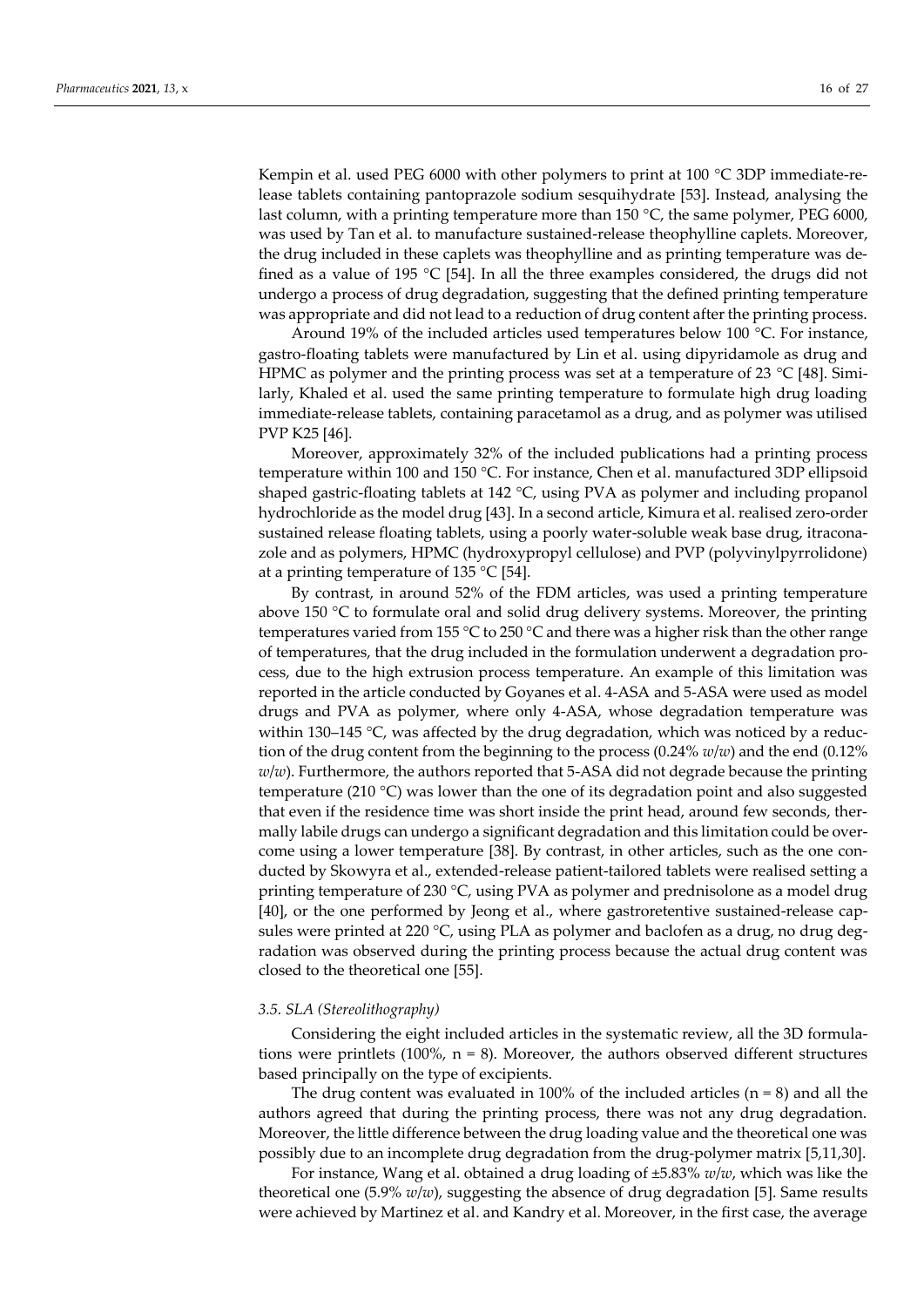Kempin et al. used PEG 6000 with other polymers to print at 100 °C 3DP immediate-release tablets containing pantoprazole sodium sesquihydrate [53]. Instead, analysing the last column, with a printing temperature more than 150 °C, the same polymer, PEG 6000, was used by Tan et al. to manufacture sustained-release theophylline caplets. Moreover, the drug included in these caplets was theophylline and as printing temperature was defined as a value of 195 °C [54]. In all the three examples considered, the drugs did not undergo a process of drug degradation, suggesting that the defined printing temperature was appropriate and did not lead to a reduction of drug content after the printing process.

Around 19% of the included articles used temperatures below 100 °C. For instance, gastro-floating tablets were manufactured by Lin et al. using dipyridamole as drug and HPMC as polymer and the printing process was set at a temperature of 23 °C [48]. Similarly, Khaled et al. used the same printing temperature to formulate high drug loading immediate-release tablets, containing paracetamol as a drug, and as polymer was utilised PVP K25 [46].

Moreover, approximately 32% of the included publications had a printing process temperature within 100 and 150 °C. For instance, Chen et al. manufactured 3DP ellipsoid shaped gastric-floating tablets at 142 °C, using PVA as polymer and including propanol hydrochloride as the model drug [43]. In a second article, Kimura et al. realised zero-order sustained release floating tablets, using a poorly water-soluble weak base drug, itraconazole and as polymers, HPMC (hydroxypropyl cellulose) and PVP (polyvinylpyrrolidone) at a printing temperature of 135 °C [54].

By contrast, in around 52% of the FDM articles, was used a printing temperature above 150 °C to formulate oral and solid drug delivery systems. Moreover, the printing temperatures varied from 155 °C to 250 °C and there was a higher risk than the other range of temperatures, that the drug included in the formulation underwent a degradation process, due to the high extrusion process temperature. An example of this limitation was reported in the article conducted by Goyanes et al. 4-ASA and 5-ASA were used as model drugs and PVA as polymer, where only 4-ASA, whose degradation temperature was within 130–145 °C, was affected by the drug degradation, which was noticed by a reduction of the drug content from the beginning to the process (0.24% *w*/*w*) and the end (0.12% *w*/*w*). Furthermore, the authors reported that 5-ASA did not degrade because the printing temperature (210 °C) was lower than the one of its degradation point and also suggested that even if the residence time was short inside the print head, around few seconds, thermally labile drugs can undergo a significant degradation and this limitation could be overcome using a lower temperature [38]. By contrast, in other articles, such as the one conducted by Skowyra et al., extended-release patient-tailored tablets were realised setting a printing temperature of 230 °C, using PVA as polymer and prednisolone as a model drug [40], or the one performed by Jeong et al., where gastroretentive sustained-release capsules were printed at 220 °C, using PLA as polymer and baclofen as a drug, no drug degradation was observed during the printing process because the actual drug content was closed to the theoretical one [55].

### *3.5. SLA (Stereolithography)*

Considering the eight included articles in the systematic review, all the 3D formulations were printlets (100%, n = 8). Moreover, the authors observed different structures based principally on the type of excipients.

The drug content was evaluated in 100% of the included articles (n = 8) and all the authors agreed that during the printing process, there was not any drug degradation. Moreover, the little difference between the drug loading value and the theoretical one was possibly due to an incomplete drug degradation from the drug-polymer matrix [5,11,30].

For instance, Wang et al. obtained a drug loading of ±5.83% *w*/*w*, which was like the theoretical one (5.9% *w*/*w*), suggesting the absence of drug degradation [5]. Same results were achieved by Martinez et al. and Kandry et al. Moreover, in the first case, the average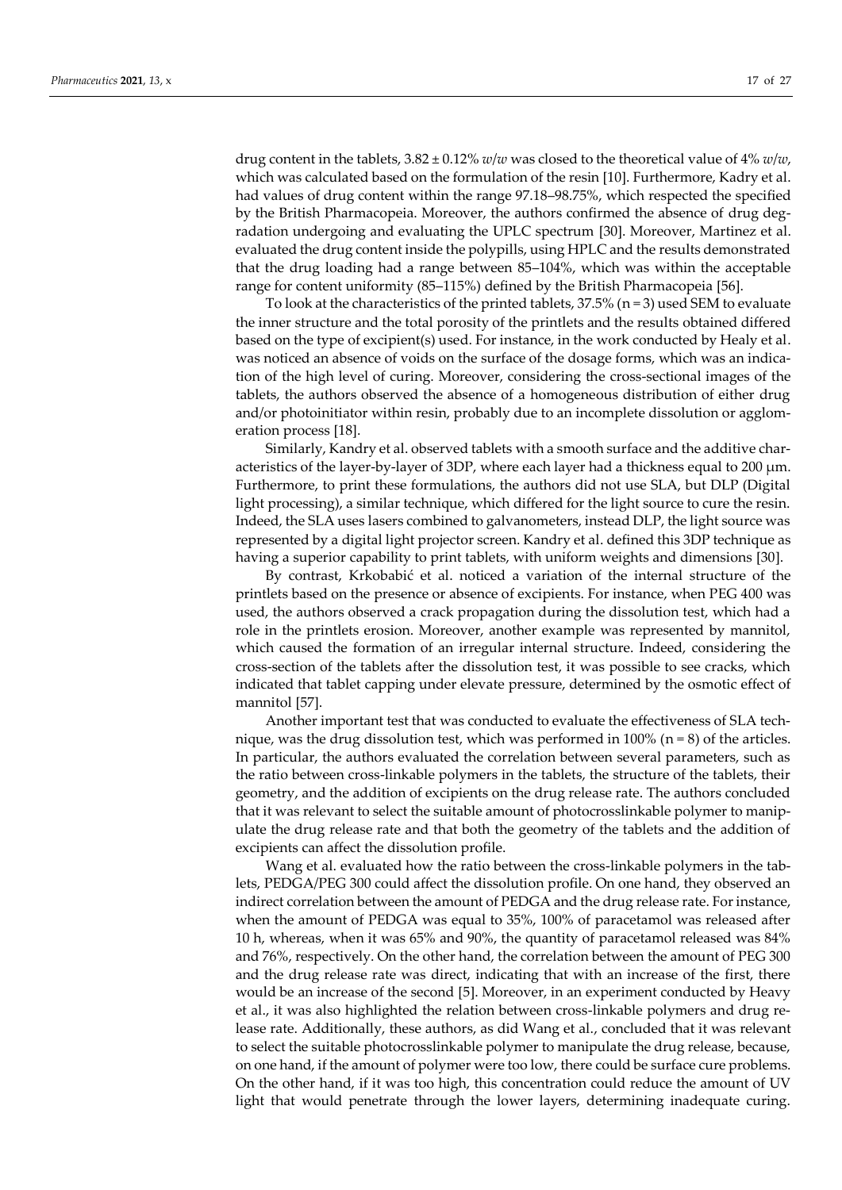drug content in the tablets, 3.82 ± 0.12% *w/w* was closed to the theoretical value of 4% *w/w*, which was calculated based on the formulation of the resin [10]. Furthermore, Kadry et al. had values of drug content within the range 97.18–98.75%, which respected the specified by the British Pharmacopeia. Moreover, the authors confirmed the absence of drug degradation undergoing and evaluating the UPLC spectrum [30]. Moreover, Martinez et al. evaluated the drug content inside the polypills, using HPLC and the results demonstrated that the drug loading had a range between 85–104%, which was within the acceptable range for content uniformity (85–115%) defined by the British Pharmacopeia [56].

To look at the characteristics of the printed tablets, 37.5% (n = 3) used SEM to evaluate the inner structure and the total porosity of the printlets and the results obtained differed based on the type of excipient(s) used. For instance, in the work conducted by Healy et al. was noticed an absence of voids on the surface of the dosage forms, which was an indication of the high level of curing. Moreover, considering the cross-sectional images of the tablets, the authors observed the absence of a homogeneous distribution of either drug and/or photoinitiator within resin, probably due to an incomplete dissolution or agglomeration process [18].

Similarly, Kandry et al. observed tablets with a smooth surface and the additive characteristics of the layer-by-layer of 3DP, where each layer had a thickness equal to 200 μm. Furthermore, to print these formulations, the authors did not use SLA, but DLP (Digital light processing), a similar technique, which differed for the light source to cure the resin. Indeed, the SLA uses lasers combined to galvanometers, instead DLP, the light source was represented by a digital light projector screen. Kandry et al. defined this 3DP technique as having a superior capability to print tablets, with uniform weights and dimensions [30].

By contrast, Krkobabić et al. noticed a variation of the internal structure of the printlets based on the presence or absence of excipients. For instance, when PEG 400 was used, the authors observed a crack propagation during the dissolution test, which had a role in the printlets erosion. Moreover, another example was represented by mannitol, which caused the formation of an irregular internal structure. Indeed, considering the cross-section of the tablets after the dissolution test, it was possible to see cracks, which indicated that tablet capping under elevate pressure, determined by the osmotic effect of mannitol [57].

Another important test that was conducted to evaluate the effectiveness of SLA technique, was the drug dissolution test, which was performed in 100% (n = 8) of the articles. In particular, the authors evaluated the correlation between several parameters, such as the ratio between cross-linkable polymers in the tablets, the structure of the tablets, their geometry, and the addition of excipients on the drug release rate. The authors concluded that it was relevant to select the suitable amount of photocrosslinkable polymer to manipulate the drug release rate and that both the geometry of the tablets and the addition of excipients can affect the dissolution profile.

Wang et al. evaluated how the ratio between the cross-linkable polymers in the tablets, PEDGA/PEG 300 could affect the dissolution profile. On one hand, they observed an indirect correlation between the amount of PEDGA and the drug release rate. For instance, when the amount of PEDGA was equal to 35%, 100% of paracetamol was released after 10 h, whereas, when it was 65% and 90%, the quantity of paracetamol released was 84% and 76%, respectively. On the other hand, the correlation between the amount of PEG 300 and the drug release rate was direct, indicating that with an increase of the first, there would be an increase of the second [5]. Moreover, in an experiment conducted by Heavy et al., it was also highlighted the relation between cross-linkable polymers and drug release rate. Additionally, these authors, as did Wang et al., concluded that it was relevant to select the suitable photocrosslinkable polymer to manipulate the drug release, because, on one hand, if the amount of polymer were too low, there could be surface cure problems. On the other hand, if it was too high, this concentration could reduce the amount of UV light that would penetrate through the lower layers, determining inadequate curing.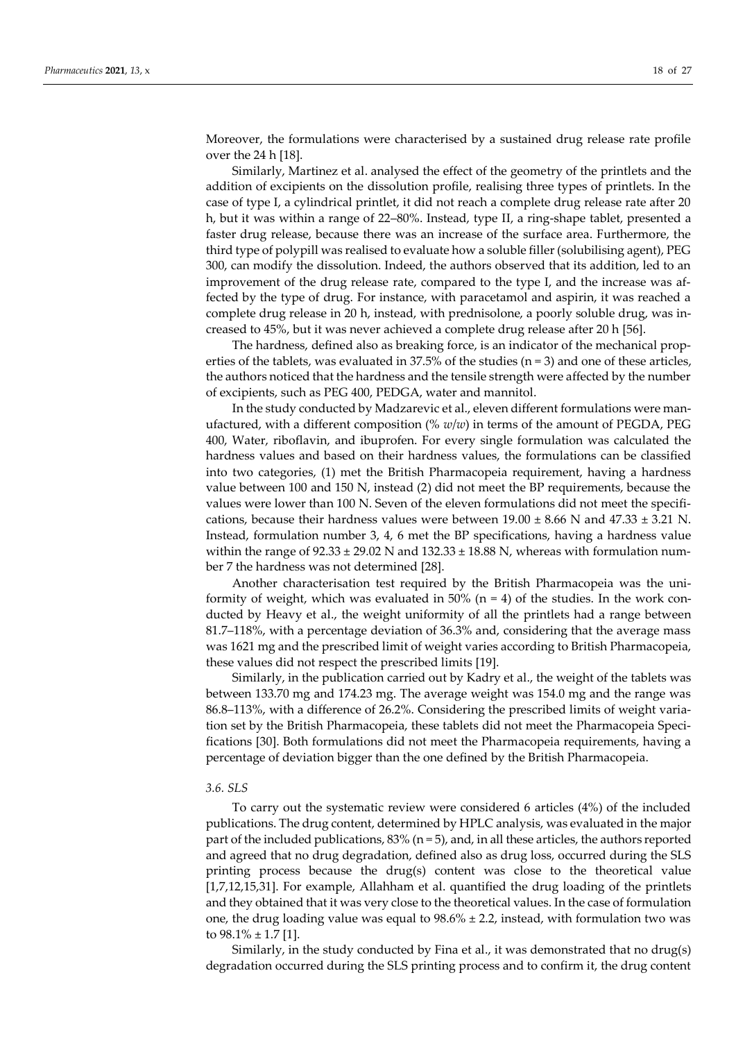Moreover, the formulations were characterised by a sustained drug release rate profile over the 24 h [18].

Similarly, Martinez et al. analysed the effect of the geometry of the printlets and the addition of excipients on the dissolution profile, realising three types of printlets. In the case of type I, a cylindrical printlet, it did not reach a complete drug release rate after 20 h, but it was within a range of 22–80%. Instead, type II, a ring-shape tablet, presented a faster drug release, because there was an increase of the surface area. Furthermore, the third type of polypill was realised to evaluate how a soluble filler (solubilising agent), PEG 300, can modify the dissolution. Indeed, the authors observed that its addition, led to an improvement of the drug release rate, compared to the type I, and the increase was affected by the type of drug. For instance, with paracetamol and aspirin, it was reached a complete drug release in 20 h, instead, with prednisolone, a poorly soluble drug, was increased to 45%, but it was never achieved a complete drug release after 20 h [56].

The hardness, defined also as breaking force, is an indicator of the mechanical properties of the tablets, was evaluated in 37.5% of the studies (n = 3) and one of these articles, the authors noticed that the hardness and the tensile strength were affected by the number of excipients, such as PEG 400, PEDGA, water and mannitol.

In the study conducted by Madzarevic et al., eleven different formulations were manufactured, with a different composition (% *w/w*) in terms of the amount of PEGDA, PEG 400, Water, riboflavin, and ibuprofen. For every single formulation was calculated the hardness values and based on their hardness values, the formulations can be classified into two categories, (1) met the British Pharmacopeia requirement, having a hardness value between 100 and 150 N, instead (2) did not meet the BP requirements, because the values were lower than 100 N. Seven of the eleven formulations did not meet the specifications, because their hardness values were between 19.00 ± 8.66 N and 47.33 ± 3.21 N. Instead, formulation number 3, 4, 6 met the BP specifications, having a hardness value within the range of 92.33 ± 29.02 N and 132.33 ± 18.88 N, whereas with formulation number 7 the hardness was not determined [28].

Another characterisation test required by the British Pharmacopeia was the uniformity of weight, which was evaluated in 50% (n = 4) of the studies. In the work conducted by Heavy et al., the weight uniformity of all the printlets had a range between 81.7–118%, with a percentage deviation of 36.3% and, considering that the average mass was 1621 mg and the prescribed limit of weight varies according to British Pharmacopeia, these values did not respect the prescribed limits [19].

Similarly, in the publication carried out by Kadry et al., the weight of the tablets was between 133.70 mg and 174.23 mg. The average weight was 154.0 mg and the range was 86.8–113%, with a difference of 26.2%. Considering the prescribed limits of weight variation set by the British Pharmacopeia, these tablets did not meet the Pharmacopeia Specifications [30]. Both formulations did not meet the Pharmacopeia requirements, having a percentage of deviation bigger than the one defined by the British Pharmacopeia.

### 3.6. SLS

To carry out the systematic review were considered 6 articles (4%) of the included publications. The drug content, determined by HPLC analysis, was evaluated in the major part of the included publications, 83% (n = 5), and, in all these articles, the authors reported and agreed that no drug degradation, defined also as drug loss, occurred during the SLS printing process because the drug(s) content was close to the theoretical value [1,7,12,15,31]. For example, Allahham et al. quantified the drug loading of the printlets and they obtained that it was very close to the theoretical values. In the case of formulation one, the drug loading value was equal to 98.6% ± 2.2, instead, with formulation two was to 98.1% ± 1.7 [1].

Similarly, in the study conducted by Fina et al., it was demonstrated that no drug(s) degradation occurred during the SLS printing process and to confirm it, the drug content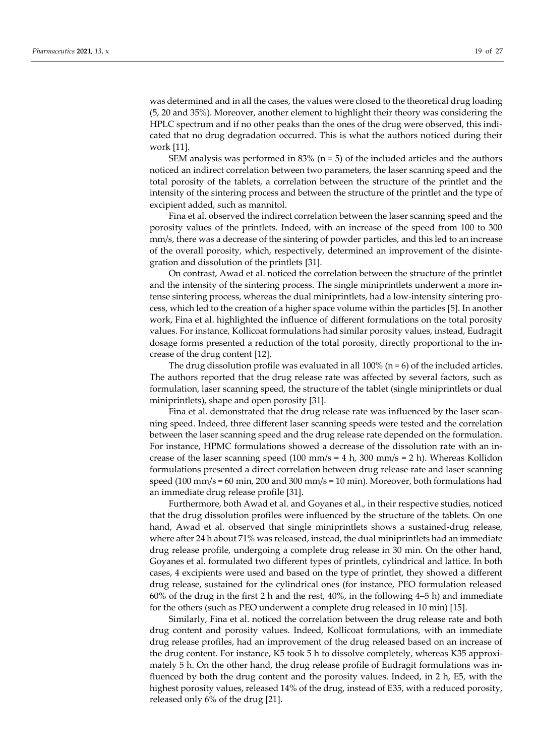was determined and in all the cases, the values were closed to the theoretical drug loading (5, 20 and 35%). Moreover, another element to highlight their theory was considering the HPLC spectrum and if no other peaks than the ones of the drug were observed, this indicated that no drug degradation occurred. This is what the authors noticed during their work [11].

SEM analysis was performed in 83% (n = 5) of the included articles and the authors noticed an indirect correlation between two parameters, the laser scanning speed and the total porosity of the tablets, a correlation between the structure of the printlet and the intensity of the sintering process and between the structure of the printlet and the type of excipient added, such as mannitol.

Fina et al. observed the indirect correlation between the laser scanning speed and the porosity values of the printlets. Indeed, with an increase of the speed from 100 to 300 mm/s, there was a decrease of the sintering of powder particles, and this led to an increase of the overall porosity, which, respectively, determined an improvement of the disintegration and dissolution of the printlets [31].

On contrast, Awad et al. noticed the correlation between the structure of the printlet and the intensity of the sintering process. The single miniprintlets underwent a more intense sintering process, whereas the dual miniprintlets, had a low-intensity sintering process, which led to the creation of a higher space volume within the particles [5]. In another work, Fina et al. highlighted the influence of different formulations on the total porosity values. For instance, Kollicoat formulations had similar porosity values, instead, Eudragit dosage forms presented a reduction of the total porosity, directly proportional to the increase of the drug content [12].

The drug dissolution profile was evaluated in all 100% (n = 6) of the included articles. The authors reported that the drug release rate was affected by several factors, such as formulation, laser scanning speed, the structure of the tablet (single miniprintlets or dual miniprintlets), shape and open porosity [31].

Fina et al. demonstrated that the drug release rate was influenced by the laser scanning speed. Indeed, three different laser scanning speeds were tested and the correlation between the laser scanning speed and the drug release rate depended on the formulation. For instance, HPMC formulations showed a decrease of the dissolution rate with an increase of the laser scanning speed (100 mm/s = 4 h, 300 mm/s = 2 h). Whereas Kollidon formulations presented a direct correlation between drug release rate and laser scanning speed (100 mm/s = 60 min, 200 and 300 mm/s = 10 min). Moreover, both formulations had an immediate drug release profile [31].

Furthermore, both Awad et al. and Goyanes et al., in their respective studies, noticed that the drug dissolution profiles were influenced by the structure of the tablets. On one hand, Awad et al. observed that single miniprintlets shows a sustained-drug release, where after 24 h about 71% was released, instead, the dual miniprintlets had an immediate drug release profile, undergoing a complete drug release in 30 min. On the other hand, Goyanes et al. formulated two different types of printlets, cylindrical and lattice. In both cases, 4 excipients were used and based on the type of printlet, they showed a different drug release, sustained for the cylindrical ones (for instance, PEO formulation released 60% of the drug in the first 2 h and the rest, 40%, in the following 4–5 h) and immediate for the others (such as PEO underwent a complete drug released in 10 min) [15].

Similarly, Fina et al. noticed the correlation between the drug release rate and both drug content and porosity values. Indeed, Kollicoat formulations, with an immediate drug release profiles, had an improvement of the drug released based on an increase of the drug content. For instance, K5 took 5 h to dissolve completely, whereas K35 approximately 5 h. On the other hand, the drug release profile of Eudragit formulations was influenced by both the drug content and the porosity values. Indeed, in 2 h, E5, with the highest porosity values, released 14% of the drug, instead of E35, with a reduced porosity, released only 6% of the drug [21].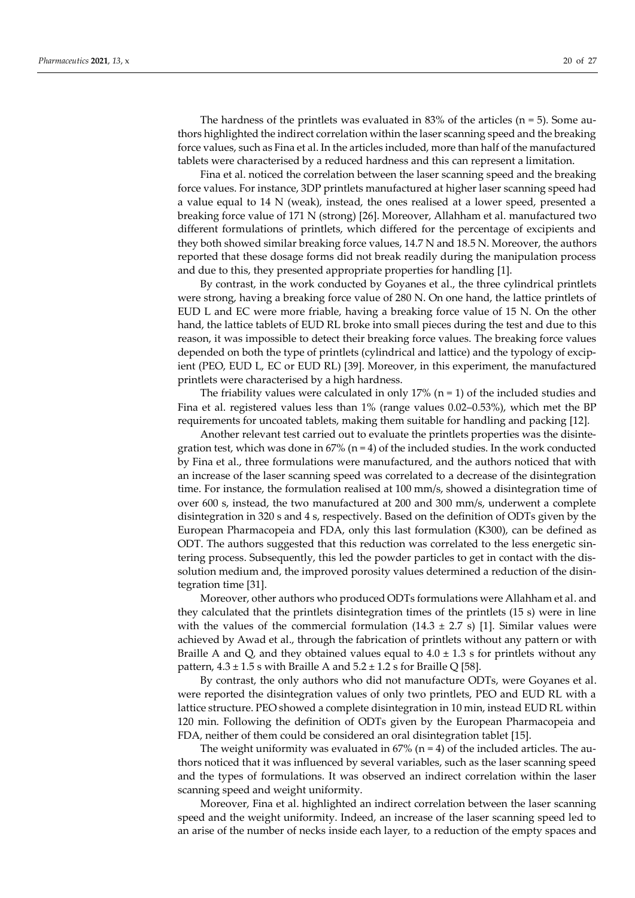The hardness of the printlets was evaluated in 83% of the articles (n = 5). Some authors highlighted the indirect correlation within the laser scanning speed and the breaking force values, such as Fina et al. In the articles included, more than half of the manufactured tablets were characterised by a reduced hardness and this can represent a limitation.

Fina et al. noticed the correlation between the laser scanning speed and the breaking force values. For instance, 3DP printlets manufactured at higher laser scanning speed had a value equal to 14 N (weak), instead, the ones realised at a lower speed, presented a breaking force value of 171 N (strong) [26]. Moreover, Allahham et al. manufactured two different formulations of printlets, which differed for the percentage of excipients and they both showed similar breaking force values, 14.7 N and 18.5 N. Moreover, the authors reported that these dosage forms did not break readily during the manipulation process and due to this, they presented appropriate properties for handling [1].

By contrast, in the work conducted by Goyanes et al., the three cylindrical printlets were strong, having a breaking force value of 280 N. On one hand, the lattice printlets of EUD L and EC were more friable, having a breaking force value of 15 N. On the other hand, the lattice tablets of EUD RL broke into small pieces during the test and due to this reason, it was impossible to detect their breaking force values. The breaking force values depended on both the type of printlets (cylindrical and lattice) and the typology of excipient (PEO, EUD L, EC or EUD RL) [39]. Moreover, in this experiment, the manufactured printlets were characterised by a high hardness.

The friability values were calculated in only 17% (n = 1) of the included studies and Fina et al. registered values less than 1% (range values 0.02–0.53%), which met the BP requirements for uncoated tablets, making them suitable for handling and packing [12].

Another relevant test carried out to evaluate the printlets properties was the disintegration test, which was done in 67% (n = 4) of the included studies. In the work conducted by Fina et al., three formulations were manufactured, and the authors noticed that with an increase of the laser scanning speed was correlated to a decrease of the disintegration time. For instance, the formulation realised at 100 mm/s, showed a disintegration time of over 600 s, instead, the two manufactured at 200 and 300 mm/s, underwent a complete disintegration in 320 s and 4 s, respectively. Based on the definition of ODTs given by the European Pharmacopeia and FDA, only this last formulation (K300), can be defined as ODT. The authors suggested that this reduction was correlated to the less energetic sintering process. Subsequently, this led the powder particles to get in contact with the dissolution medium and, the improved porosity values determined a reduction of the disintegration time [31].

Moreover, other authors who produced ODTs formulations were Allahham et al. and they calculated that the printlets disintegration times of the printlets (15 s) were in line with the values of the commercial formulation (14.3 ± 2.7 s) [1]. Similar values were achieved by Awad et al., through the fabrication of printlets without any pattern or with Braille A and Q, and they obtained values equal to 4.0 ± 1.3 s for printlets without any pattern, 4.3 ± 1.5 s with Braille A and 5.2 ± 1.2 s for Braille Q [58].

By contrast, the only authors who did not manufacture ODTs, were Goyanes et al. were reported the disintegration values of only two printlets, PEO and EUD RL with a lattice structure. PEO showed a complete disintegration in 10 min, instead EUD RL within 120 min. Following the definition of ODTs given by the European Pharmacopeia and FDA, neither of them could be considered an oral disintegration tablet [15].

The weight uniformity was evaluated in 67% (n = 4) of the included articles. The authors noticed that it was influenced by several variables, such as the laser scanning speed and the types of formulations. It was observed an indirect correlation within the laser scanning speed and weight uniformity.

Moreover, Fina et al. highlighted an indirect correlation between the laser scanning speed and the weight uniformity. Indeed, an increase of the laser scanning speed led to an arise of the number of necks inside each layer, to a reduction of the empty spaces and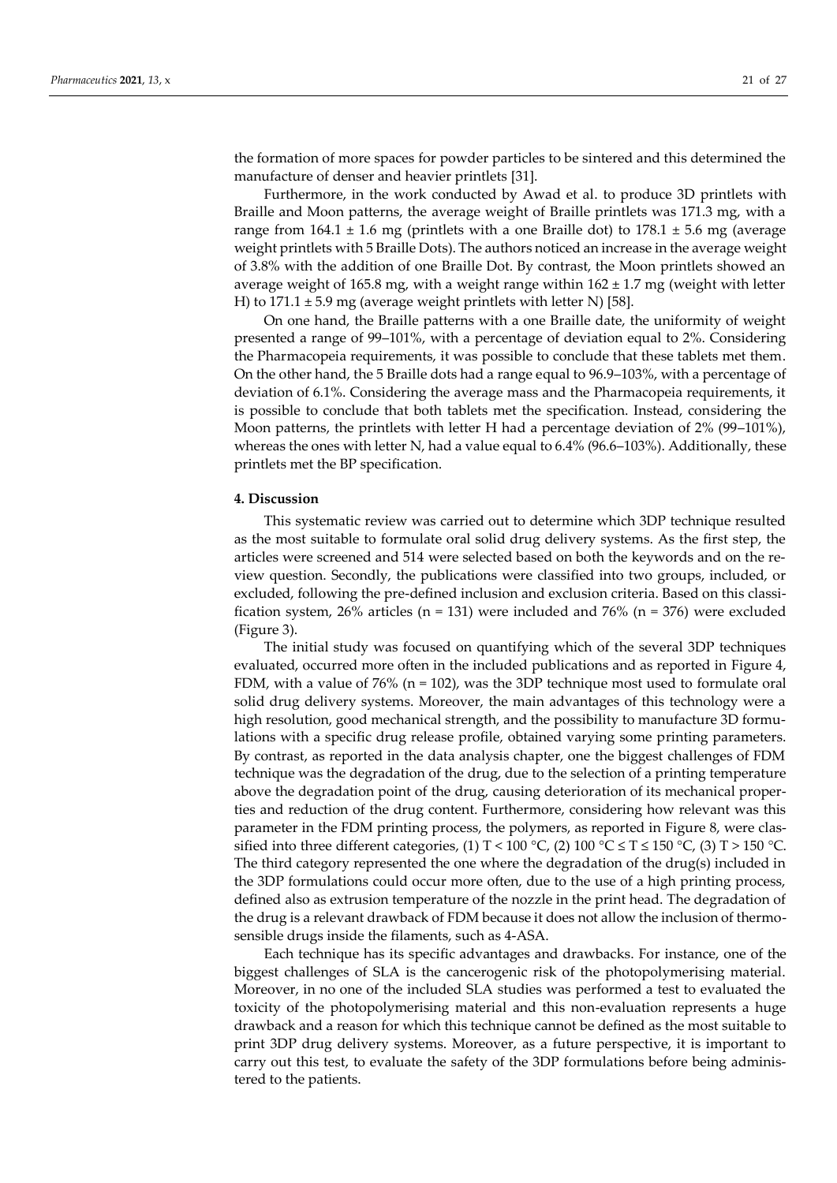the formation of more spaces for powder particles to be sintered and this determined the manufacture of denser and heavier printlets [31].

Furthermore, in the work conducted by Awad et al. to produce 3D printlets with Braille and Moon patterns, the average weight of Braille printlets was 171.3 mg, with a range from 164.1 ± 1.6 mg (printlets with a one Braille dot) to 178.1 ± 5.6 mg (average weight printlets with 5 Braille Dots). The authors noticed an increase in the average weight of 3.8% with the addition of one Braille Dot. By contrast, the Moon printlets showed an average weight of 165.8 mg, with a weight range within 162 ± 1.7 mg (weight with letter H) to 171.1 ± 5.9 mg (average weight printlets with letter N) [58].

On one hand, the Braille patterns with a one Braille date, the uniformity of weight presented a range of 99–101%, with a percentage of deviation equal to 2%. Considering the Pharmacopeia requirements, it was possible to conclude that these tablets met them. On the other hand, the 5 Braille dots had a range equal to 96.9–103%, with a percentage of deviation of 6.1%. Considering the average mass and the Pharmacopeia requirements, it is possible to conclude that both tablets met the specification. Instead, considering the Moon patterns, the printlets with letter H had a percentage deviation of 2% (99–101%), whereas the ones with letter N, had a value equal to 6.4% (96.6–103%). Additionally, these printlets met the BP specification.

## 4. Discussion

This systematic review was carried out to determine which 3DP technique resulted as the most suitable to formulate oral solid drug delivery systems. As the first step, the articles were screened and 514 were selected based on both the keywords and on the review question. Secondly, the publications were classified into two groups, included, or excluded, following the pre-defined inclusion and exclusion criteria. Based on this classification system, 26% articles (n = 131) were included and 76% (n = 376) were excluded (Figure 3).

The initial study was focused on quantifying which of the several 3DP techniques evaluated, occurred more often in the included publications and as reported in Figure 4, FDM, with a value of 76% (n = 102), was the 3DP technique most used to formulate oral solid drug delivery systems. Moreover, the main advantages of this technology were a high resolution, good mechanical strength, and the possibility to manufacture 3D formulations with a specific drug release profile, obtained varying some printing parameters. By contrast, as reported in the data analysis chapter, one the biggest challenges of FDM technique was the degradation of the drug, due to the selection of a printing temperature above the degradation point of the drug, causing deterioration of its mechanical properties and reduction of the drug content. Furthermore, considering how relevant was this parameter in the FDM printing process, the polymers, as reported in Figure 8, were classified into three different categories, (1) $T < 100$ °C, (2) $100$ °C $\leq T \leq 150$ °C, (3) $T > 150$ °C. The third category represented the one where the degradation of the drug(s) included in the 3DP formulations could occur more often, due to the use of a high printing process, defined also as extrusion temperature of the nozzle in the print head. The degradation of the drug is a relevant drawback of FDM because it does not allow the inclusion of thermosensible drugs inside the filaments, such as 4-ASA.

Each technique has its specific advantages and drawbacks. For instance, one of the biggest challenges of SLA is the cancerogenic risk of the photopolymerising material. Moreover, in no one of the included SLA studies was performed a test to evaluated the toxicity of the photopolymerising material and this non-evaluation represents a huge drawback and a reason for which this technique cannot be defined as the most suitable to print 3DP drug delivery systems. Moreover, as a future perspective, it is important to carry out this test, to evaluate the safety of the 3DP formulations before being administered to the patients.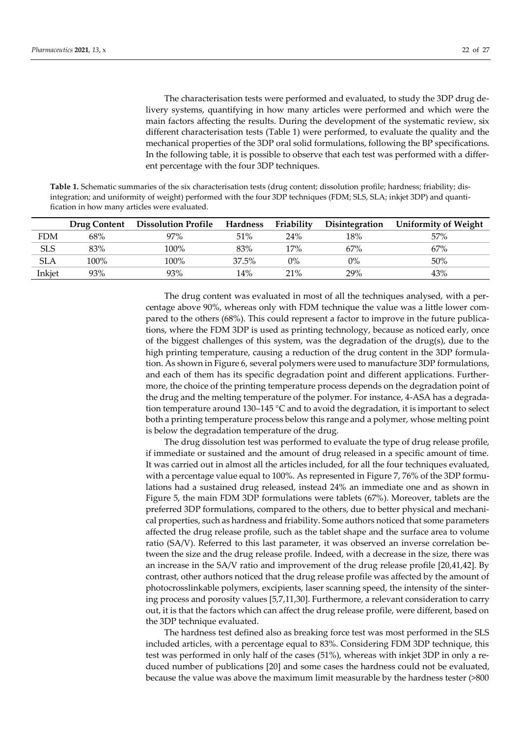The characterisation tests were performed and evaluated, to study the 3DP drug delivery systems, quantifying in how many articles were performed and which were the main factors affecting the results. During the development of the systematic review, six different characterisation tests (Table 1) were performed, to evaluate the quality and the mechanical properties of the 3DP oral solid formulations, following the BP specifications. In the following table, it is possible to observe that each test was performed with a different percentage with the four 3DP techniques.

**Table 1.** Schematic summaries of the six characterisation tests (drug content; dissolution profile; hardness; friability; disintegration; and uniformity of weight) performed with the four 3DP techniques (FDM; SLS, SLA; inkjet 3DP) and quantification in how many articles were evaluated.

| | Drug Content | Dissolution Profile | Hardness | Friability | Disintegration | Uniformity of Weight |
|---|---|---|---|---|---|---|
| FDM | 68% | 97% | 51% | 24% | 18% | 57% |
| SLS | 83% | 100% | 83% | 17% | 67% | 67% |
| SLA | 100% | 100% | 37.5% | 0% | 0% | 50% |
| Inkjet | 93% | 93% | 14% | 21% | 29% | 43% |

The drug content was evaluated in most of all the techniques analysed, with a percentage above 90%, whereas only with FDM technique the value was a little lower compared to the others (68%). This could represent a factor to improve in the future publications, where the FDM 3DP is used as printing technology, because as noticed early, once of the biggest challenges of this system, was the degradation of the drug(s), due to the high printing temperature, causing a reduction of the drug content in the 3DP formulation. As shown in Figure 6, several polymers were used to manufacture 3DP formulations, and each of them has its specific degradation point and different applications. Furthermore, the choice of the printing temperature process depends on the degradation point of the drug and the melting temperature of the polymer. For instance, 4-ASA has a degradation temperature around 130–145 °C and to avoid the degradation, it is important to select both a printing temperature process below this range and a polymer, whose melting point is below the degradation temperature of the drug.

The drug dissolution test was performed to evaluate the type of drug release profile, if immediate or sustained and the amount of drug released in a specific amount of time. It was carried out in almost all the articles included, for all the four techniques evaluated, with a percentage value equal to 100%. As represented in Figure 7, 76% of the 3DP formulations had a sustained drug released, instead 24% an immediate one and as shown in Figure 5, the main FDM 3DP formulations were tablets (67%). Moreover, tablets are the preferred 3DP formulations, compared to the others, due to better physical and mechanical properties, such as hardness and friability. Some authors noticed that some parameters affected the drug release profile, such as the tablet shape and the surface area to volume ratio (SA/V). Referred to this last parameter, it was observed an inverse correlation between the size and the drug release profile. Indeed, with a decrease in the size, there was an increase in the SA/V ratio and improvement of the drug release profile [20,41,42]. By contrast, other authors noticed that the drug release profile was affected by the amount of photocrosslinkable polymers, excipients, laser scanning speed, the intensity of the sintering process and porosity values [5,7,11,30]. Furthermore, a relevant consideration to carry out, it is that the factors which can affect the drug release profile, were different, based on the 3DP technique evaluated.

The hardness test defined also as breaking force test was most performed in the SLS included articles, with a percentage equal to 83%. Considering FDM 3DP technique, this test was performed in only half of the cases (51%), whereas with inkjet 3DP in only a reduced number of publications [20] and some cases the hardness could not be evaluated, because the value was above the maximum limit measurable by the hardness tester (>800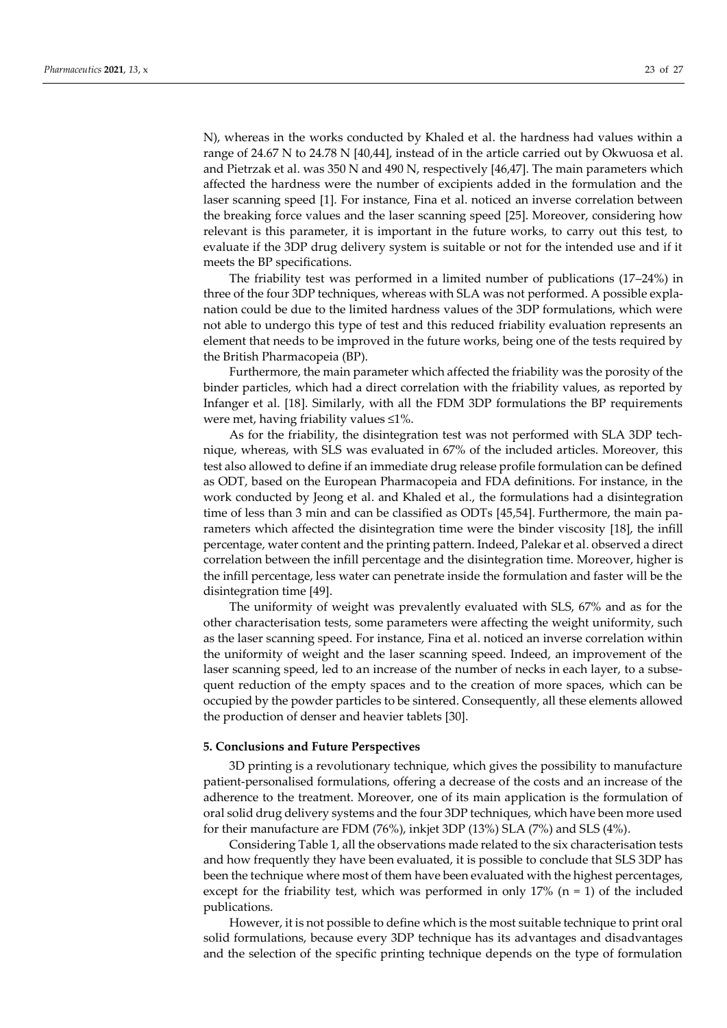N), whereas in the works conducted by Khaled et al. the hardness had values within a range of 24.67 N to 24.78 N [40,44], instead of in the article carried out by Okwuosa et al. and Pietrzak et al. was 350 N and 490 N, respectively [46,47]. The main parameters which affected the hardness were the number of excipients added in the formulation and the laser scanning speed [1]. For instance, Fina et al. noticed an inverse correlation between the breaking force values and the laser scanning speed [25]. Moreover, considering how relevant is this parameter, it is important in the future works, to carry out this test, to evaluate if the 3DP drug delivery system is suitable or not for the intended use and if it meets the BP specifications.

The friability test was performed in a limited number of publications (17–24%) in three of the four 3DP techniques, whereas with SLA was not performed. A possible explanation could be due to the limited hardness values of the 3DP formulations, which were not able to undergo this type of test and this reduced friability evaluation represents an element that needs to be improved in the future works, being one of the tests required by the British Pharmacopeia (BP).

Furthermore, the main parameter which affected the friability was the porosity of the binder particles, which had a direct correlation with the friability values, as reported by Infanger et al. [18]. Similarly, with all the FDM 3DP formulations the BP requirements were met, having friability values ≤1%.

As for the friability, the disintegration test was not performed with SLA 3DP technique, whereas, with SLS was evaluated in 67% of the included articles. Moreover, this test also allowed to define if an immediate drug release profile formulation can be defined as ODT, based on the European Pharmacopeia and FDA definitions. For instance, in the work conducted by Jeong et al. and Khaled et al., the formulations had a disintegration time of less than 3 min and can be classified as ODTs [45,54]. Furthermore, the main parameters which affected the disintegration time were the binder viscosity [18], the infill percentage, water content and the printing pattern. Indeed, Palekar et al. observed a direct correlation between the infill percentage and the disintegration time. Moreover, higher is the infill percentage, less water can penetrate inside the formulation and faster will be the disintegration time [49].

The uniformity of weight was prevalently evaluated with SLS, 67% and as for the other characterisation tests, some parameters were affecting the weight uniformity, such as the laser scanning speed. For instance, Fina et al. noticed an inverse correlation within the uniformity of weight and the laser scanning speed. Indeed, an improvement of the laser scanning speed, led to an increase of the number of necks in each layer, to a subsequent reduction of the empty spaces and to the creation of more spaces, which can be occupied by the powder particles to be sintered. Consequently, all these elements allowed the production of denser and heavier tablets [30].

## 5. Conclusions and Future Perspectives

3D printing is a revolutionary technique, which gives the possibility to manufacture patient-personalised formulations, offering a decrease of the costs and an increase of the adherence to the treatment. Moreover, one of its main application is the formulation of oral solid drug delivery systems and the four 3DP techniques, which have been more used for their manufacture are FDM (76%), inkjet 3DP (13%) SLA (7%) and SLS (4%).

Considering Table 1, all the observations made related to the six characterisation tests and how frequently they have been evaluated, it is possible to conclude that SLS 3DP has been the technique where most of them have been evaluated with the highest percentages, except for the friability test, which was performed in only 17% (n = 1) of the included publications.

However, it is not possible to define which is the most suitable technique to print oral solid formulations, because every 3DP technique has its advantages and disadvantages and the selection of the specific printing technique depends on the type of formulation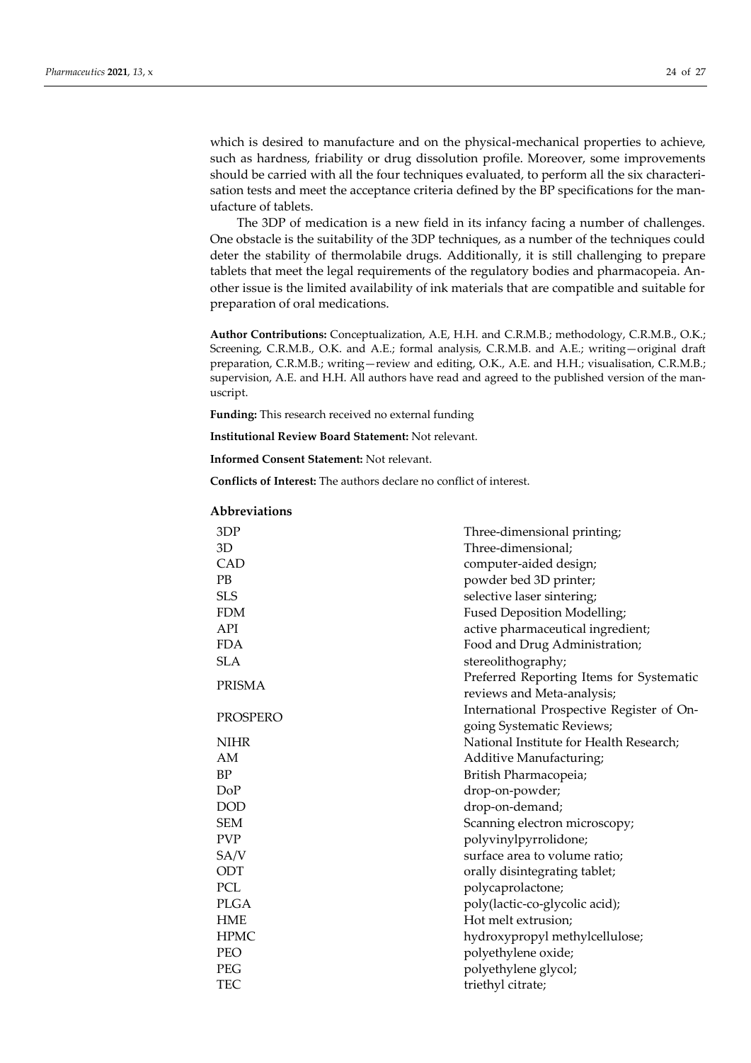which is desired to manufacture and on the physical-mechanical properties to achieve, such as hardness, friability or drug dissolution profile. Moreover, some improvements should be carried with all the four techniques evaluated, to perform all the six characterisation tests and meet the acceptance criteria defined by the BP specifications for the manufacture of tablets.

The 3DP of medication is a new field in its infancy facing a number of challenges. One obstacle is the suitability of the 3DP techniques, as a number of the techniques could deter the stability of thermolabile drugs. Additionally, it is still challenging to prepare tablets that meet the legal requirements of the regulatory bodies and pharmacopeia. Another issue is the limited availability of ink materials that are compatible and suitable for preparation of oral medications.

**Author Contributions:** Conceptualization, A.E, H.H. and C.R.M.B.; methodology, C.R.M.B., O.K.; Screening, C.R.M.B., O.K. and A.E.; formal analysis, C.R.M.B. and A.E.; writing—original draft preparation, C.R.M.B.; writing—review and editing, O.K., A.E. and H.H.; visualisation, C.R.M.B.; supervision, A.E. and H.H. All authors have read and agreed to the published version of the manuscript.

**Funding:** This research received no external funding

**Institutional Review Board Statement:** Not relevant.

**Informed Consent Statement:** Not relevant.

**Conflicts of Interest:** The authors declare no conflict of interest.

## Abbreviations

| | |
|---|---|
| 3DP | Three-dimensional printing; |
| 3D | Three-dimensional; |
| CAD | computer-aided design; |
| PB | powder bed 3D printer; |
| SLS | selective laser sintering; |
| FDM | Fused Deposition Modelling; |
| API | active pharmaceutical ingredient; |
| FDA | Food and Drug Administration; |
| SLA | stereolithography; |
| PRISMA | Preferred Reporting Items for Systematic reviews and Meta-analysis; |
| PROSPERO | International Prospective Register of On-going Systematic Reviews; |
| NIHR | National Institute for Health Research; |
| AM | Additive Manufacturing; |
| BP | British Pharmacopeia; |
| DoP | drop-on-powder; |
| DOD | drop-on-demand; |
| SEM | Scanning electron microscopy; |
| PVP | polyvinylpyrrolidone; |
| SA/V | surface area to volume ratio; |
| ODT | orally disintegrating tablet; |
| PCL | polycaprolactone; |
| PLGA | poly(lactic-co-glycolic acid); |
| HME | Hot melt extrusion; |
| HPMC | hydroxypropyl methylcellulose; |
| PEO | polyethylene oxide; |
| PEG | polyethylene glycol; |
| TEC | triethyl citrate; |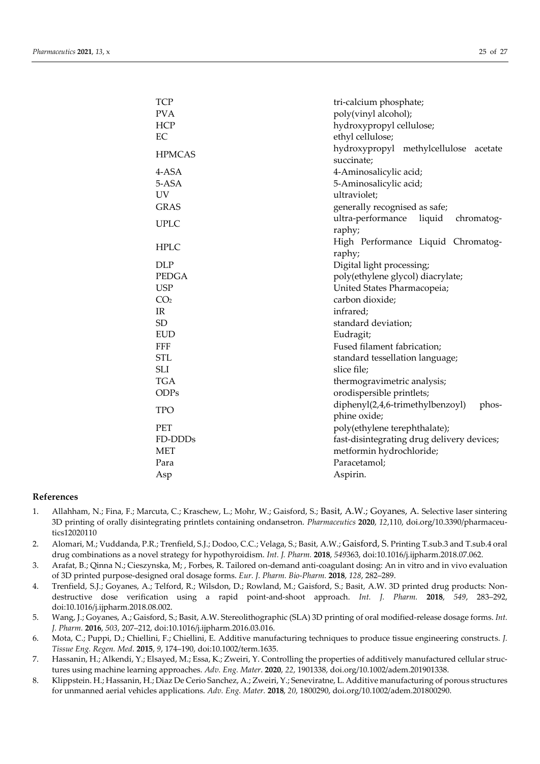| | |
|---|---|
| TCP | tri-calcium phosphate; |
| PVA | poly(vinyl alcohol); |
| HCP | hydroxypropyl cellulose; |
| EC | ethyl cellulose; |
| HPMCAS | hydroxypropyl methylcellulose acetate succinate; |
| 4-ASA | 4-Aminosalicylic acid; |
| 5-ASA | 5-Aminosalicylic acid; |
| UV | ultraviolet; |
| GRAS | generally recognised as safe; |
| UPLC | ultra-performance liquid chromatography; |
| HPLC | High Performance Liquid Chromatography; |
| DLP | Digital light processing; |
| PEDGA | poly(ethylene glycol) diacrylate; |
| USP | United States Pharmacopeia; |
| $CO_2$ | carbon dioxide; |
| IR | infrared; |
| SD | standard deviation; |
| EUD | Eudragit; |
| FFF | Fused filament fabrication; |
| STL | standard tessellation language; |
| SLI | slice file; |
| TGA | thermogravimetric analysis; |
| ODPs | orodispersible printlets; |
| TPO | diphenyl(2,4,6-trimethylbenzoyl) phosphine oxide; |
| PET | poly(ethylene terephthalate); |
| FD-DDDs | fast-disintegrating drug delivery devices; |
| MET | metformin hydrochloride; |
| Para | Paracetamol; |
| Asp | Aspirin. |

## References

1. Allahham, N.; Fina, F.; Marcuta, C.; Kraschew, L.; Mohr, W.; Gaisford, S.; Basit, A.W.; Goyanes, A. Selective laser sintering 3D printing of orally disintegrating printlets containing ondansetron. *Pharmaceutics* **2020**, *12*,110, doi.org/10.3390/pharmaceutics12020110
2. Alomari, M.; Vuddanda, P.R.; Trenfield, S.J.; Dodoo, C.C.; Velaga, S.; Basit, A.W.; Gaisford, S. Printing T.sub.3 and T.sub.4 oral drug combinations as a novel strategy for hypothyroidism. *Int. J. Pharm.* **2018**, *549*363, doi:10.1016/j.ijpharm.2018.07.062.
3. Arafat, B.; Qinna N.; Cieszynska, M; , Forbes, R. Tailored on-demand anti-coagulant dosing: An in vitro and in vivo evaluation of 3D printed purpose-designed oral dosage forms. *Eur. J. Pharm. Bio-Pharm.* **2018**, *128*, 282–289.
4. Trenfield, S.J.; Goyanes, A.; Telford, R.; Wilsdon, D.; Rowland, M.; Gaisford, S.; Basit, A.W. 3D printed drug products: Non-destructive dose verification using a rapid point-and-shoot approach. *Int. J. Pharm.* **2018**, *549*, 283–292, doi:10.1016/j.ijpharm.2018.08.002.
5. Wang, J.; Goyanes, A.; Gaisford, S.; Basit, A.W. Stereolithographic (SLA) 3D printing of oral modified-release dosage forms. *Int. J. Pharm.* **2016**, *503*, 207–212, doi:10.1016/j.ijpharm.2016.03.016.
6. Mota, C.; Puppi, D.; Chiellini, F.; Chiellini, E. Additive manufacturing techniques to produce tissue engineering constructs. *J. Tissue Eng. Regen. Med*. **2015**, *9*, 174–190, doi:10.1002/term.1635.
7. Hassanin, H.; Alkendi, Y.; Elsayed, M.; Essa, K.; Zweiri, Y. Controlling the properties of additively manufactured cellular structures using machine learning approaches. *Adv. Eng. Mater*. **2020**, *22*, 1901338, doi.org/10.1002/adem.201901338.
8. Klippstein. H.; Hassanin, H.; Diaz De Cerio Sanchez, A.; Zweiri, Y.; Seneviratne, L. Additive manufacturing of porous structures for unmanned aerial vehicles applications. *Adv. Eng. Mater.* **2018**, *20*, 1800290, doi.org/10.1002/adem.201800290.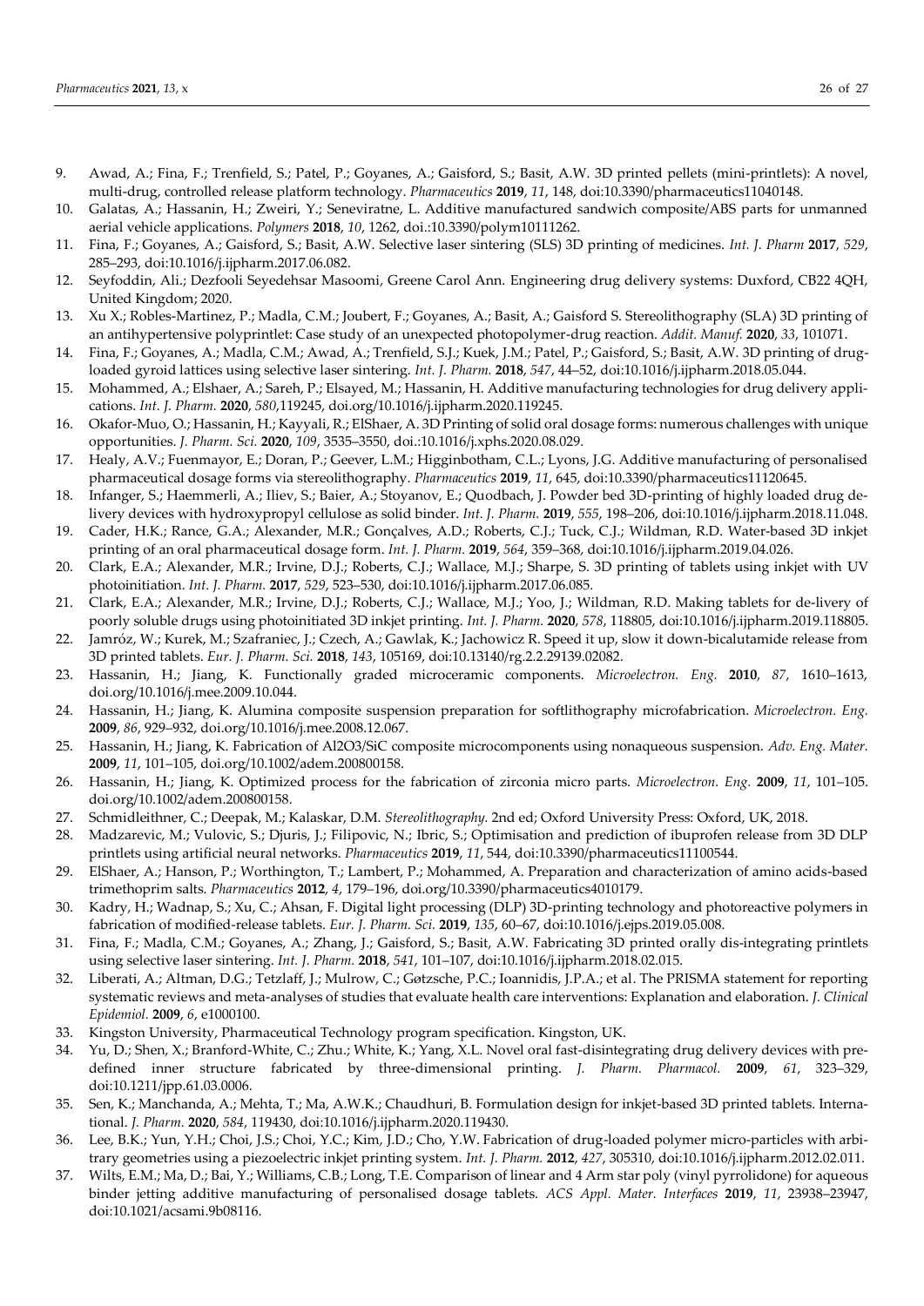9. Awad, A.; Fina, F.; Trenfield, S.; Patel, P.; Goyanes, A.; Gaisford, S.; Basit, A.W. 3D printed pellets (mini-printlets): A novel, multi-drug, controlled release platform technology. *Pharmaceutics* **2019**, *11*, 148, doi:10.3390/pharmaceutics11040148.
10. Galatas, A.; Hassanin, H.; Zweiri, Y.; Seneviratne, L. Additive manufactured sandwich composite/ABS parts for unmanned aerial vehicle applications. *Polymers* **2018**, *10*, 1262, doi.:10.3390/polym10111262.
11. Fina, F.; Goyanes, A.; Gaisford, S.; Basit, A.W. Selective laser sintering (SLS) 3D printing of medicines. *Int. J. Pharm* **2017**, *529*, 285–293, doi:10.1016/j.ijpharm.2017.06.082.
12. Seyfoddin, Ali.; Dezfooli Seyedehsar Masoomi, Greene Carol Ann. Engineering drug delivery systems: Duxford, CB22 4QH, United Kingdom; 2020.
13. Xu X.; Robles-Martinez, P.; Madla, C.M.; Joubert, F.; Goyanes, A.; Basit, A.; Gaisford S. Stereolithography (SLA) 3D printing of an antihypertensive polyprintlet: Case study of an unexpected photopolymer-drug reaction. *Addit. Manuf.* **2020**, *33*, 101071.
14. Fina, F.; Goyanes, A.; Madla, C.M.; Awad, A.; Trenfield, S.J.; Kuek, J.M.; Patel, P.; Gaisford, S.; Basit, A.W. 3D printing of drug-loaded gyroid lattices using selective laser sintering. *Int. J. Pharm.* **2018**, *547*, 44–52, doi:10.1016/j.ijpharm.2018.05.044.
15. Mohammed, A.; Elshaer, A.; Sareh, P.; Elsayed, M.; Hassanin, H. Additive manufacturing technologies for drug delivery applications. *Int. J. Pharm.* **2020**, *580*,119245, doi.org/10.1016/j.ijpharm.2020.119245.
16. Okafor-Muo, O.; Hassanin, H.; Kayyali, R.; ElShaer, A. 3D Printing of solid oral dosage forms: numerous challenges with unique opportunities. *J. Pharm. Sci.* **2020**, *109*, 3535–3550, doi.:10.1016/j.xphs.2020.08.029.
17. Healy, A.V.; Fuenmayor, E.; Doran, P.; Geever, L.M.; Higginbotham, C.L.; Lyons, J.G. Additive manufacturing of personalised pharmaceutical dosage forms via stereolithography. *Pharmaceutics* **2019**, *11*, 645, doi:10.3390/pharmaceutics11120645.
18. Infanger, S.; Haemmerli, A.; Iliev, S.; Baier, A.; Stoyanov, E.; Quodbach, J. Powder bed 3D-printing of highly loaded drug delivery devices with hydroxypropyl cellulose as solid binder. *Int. J. Pharm.* **2019**, *555*, 198–206, doi:10.1016/j.ijpharm.2018.11.048.
19. Cader, H.K.; Rance, G.A.; Alexander, M.R.; Gonçalves, A.D.; Roberts, C.J.; Tuck, C.J.; Wildman, R.D. Water-based 3D inkjet printing of an oral pharmaceutical dosage form. *Int. J. Pharm.* **2019**, *564*, 359–368, doi:10.1016/j.ijpharm.2019.04.026.
20. Clark, E.A.; Alexander, M.R.; Irvine, D.J.; Roberts, C.J.; Wallace, M.J.; Sharpe, S. 3D printing of tablets using inkjet with UV photoinitiation. *Int. J. Pharm.* **2017**, *529*, 523–530, doi:10.1016/j.ijpharm.2017.06.085.
21. Clark, E.A.; Alexander, M.R.; Irvine, D.J.; Roberts, C.J.; Wallace, M.J.; Yoo, J.; Wildman, R.D. Making tablets for de-livery of poorly soluble drugs using photoinitiated 3D inkjet printing. *Int. J. Pharm.* **2020**, *578*, 118805, doi:10.1016/j.ijpharm.2019.118805.
22. Jamróz, W.; Kurek, M.; Szafraniec, J.; Czech, A.; Gawlak, K.; Jachowicz R. Speed it up, slow it down-bicalutamide release from 3D printed tablets. *Eur. J. Pharm. Sci.* **2018**, *143*, 105169, doi:10.13140/rg.2.2.29139.02082.
23. Hassanin, H.; Jiang, K. Functionally graded microceramic components. *Microelectron. Eng.* **2010**, *87*, 1610–1613, doi.org/10.1016/j.mee.2009.10.044.
24. Hassanin, H.; Jiang, K. Alumina composite suspension preparation for softlithography microfabrication. *Microelectron. Eng.* **2009**, *86*, 929–932, doi.org/10.1016/j.mee.2008.12.067.
25. Hassanin, H.; Jiang, K. Fabrication of Al2O3/SiC composite microcomponents using nonaqueous suspension. *Adv. Eng. Mater.* **2009**, *11*, 101–105, doi.org/10.1002/adem.200800158.
26. Hassanin, H.; Jiang, K. Optimized process for the fabrication of zirconia micro parts. *Microelectron. Eng.* **2009**, *11*, 101–105. doi.org/10.1002/adem.200800158.
27. Schmidleithner, C.; Deepak, M.; Kalaskar, D.M. *Stereolithography.* 2nd ed; Oxford University Press: Oxford, UK, 2018.
28. Madzarevic, M.; Vulovic, S.; Djuris, J.; Filipovic, N.; Ibric, S.; Optimisation and prediction of ibuprofen release from 3D DLP printlets using artificial neural networks. *Pharmaceutics* **2019**, *11*, 544, doi:10.3390/pharmaceutics11100544.
29. ElShaer, A.; Hanson, P.; Worthington, T.; Lambert, P.; Mohammed, A. Preparation and characterization of amino acids-based trimethoprim salts. *Pharmaceutics* **2012**, *4*, 179–196, doi.org/10.3390/pharmaceutics4010179.
30. Kadry, H.; Wadnap, S.; Xu, C.; Ahsan, F. Digital light processing (DLP) 3D-printing technology and photoreactive polymers in fabrication of modified-release tablets. *Eur. J. Pharm. Sci.* **2019**, *135*, 60–67, doi:10.1016/j.ejps.2019.05.008.
31. Fina, F.; Madla, C.M.; Goyanes, A.; Zhang, J.; Gaisford, S.; Basit, A.W. Fabricating 3D printed orally dis-integrating printlets using selective laser sintering. *Int. J. Pharm.* **2018**, *541*, 101–107, doi:10.1016/j.ijpharm.2018.02.015.
32. Liberati, A.; Altman, D.G.; Tetzlaff, J.; Mulrow, C.; Gøtzsche, P.C.; Ioannidis, J.P.A.; et al. The PRISMA statement for reporting systematic reviews and meta-analyses of studies that evaluate health care interventions: Explanation and elaboration. *J. Clinical Epidemiol.* **2009**, *6*, e1000100.
33. Kingston University, Pharmaceutical Technology program specification. Kingston, UK.
34. Yu, D.; Shen, X.; Branford-White, C.; Zhu.; White, K.; Yang, X.L. Novel oral fast-disintegrating drug delivery devices with predefined inner structure fabricated by three-dimensional printing. *J. Pharm. Pharmacol.* **2009**, *61*, 323–329, doi:10.1211/jpp.61.03.0006.
35. Sen, K.; Manchanda, A.; Mehta, T.; Ma, A.W.K.; Chaudhuri, B. Formulation design for inkjet-based 3D printed tablets. International. *J. Pharm.* **2020**, *584*, 119430, doi:10.1016/j.ijpharm.2020.119430.
36. Lee, B.K.; Yun, Y.H.; Choi, J.S.; Choi, Y.C.; Kim, J.D.; Cho, Y.W. Fabrication of drug-loaded polymer micro-particles with arbitrary geometries using a piezoelectric inkjet printing system. *Int. J. Pharm.* **2012**, *427*, 305310, doi:10.1016/j.ijpharm.2012.02.011.
37. Wilts, E.M.; Ma, D.; Bai, Y.; Williams, C.B.; Long, T.E. Comparison of linear and 4 Arm star poly (vinyl pyrrolidone) for aqueous binder jetting additive manufacturing of personalised dosage tablets. *ACS Appl. Mater. Interfaces* **2019**, *11*, 23938–23947, doi:10.1021/acsami.9b08116.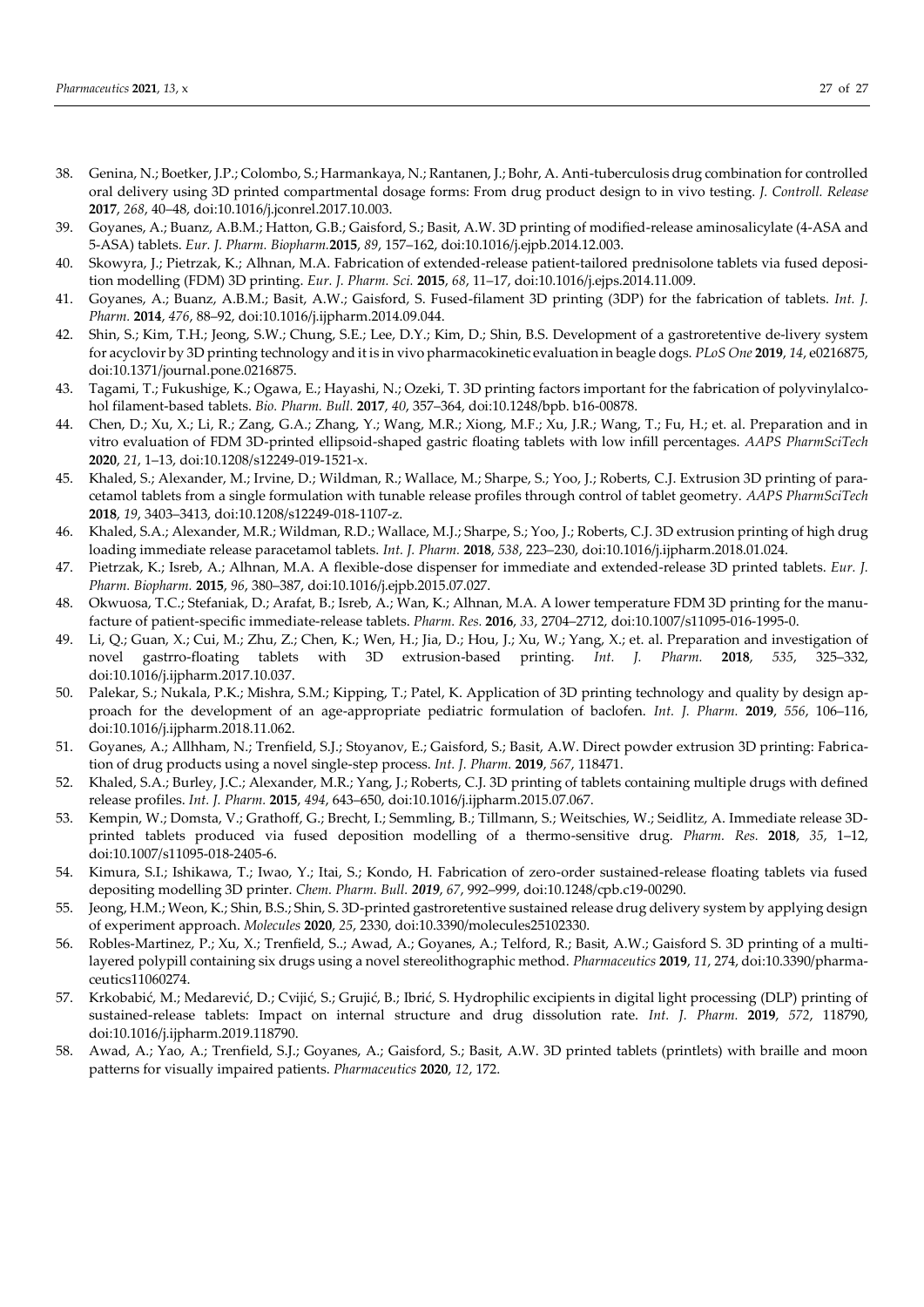38. Genina, N.; Boetker, J.P.; Colombo, S.; Harmankaya, N.; Rantanen, J.; Bohr, A. Anti-tuberculosis drug combination for controlled oral delivery using 3D printed compartmental dosage forms: From drug product design to in vivo testing. *J. Controll. Release* **2017**, *268*, 40–48, doi:10.1016/j.jconrel.2017.10.003.
39. Goyanes, A.; Buanz, A.B.M.; Hatton, G.B.; Gaisford, S.; Basit, A.W. 3D printing of modified-release aminosalicylate (4-ASA and 5-ASA) tablets. *Eur. J. Pharm. Biopharm.* **2015**, *89*, 157–162, doi:10.1016/j.ejpb.2014.12.003.
40. Skowyra, J.; Pietrzak, K.; Alhnan, M.A. Fabrication of extended-release patient-tailored prednisolone tablets via fused deposition modelling (FDM) 3D printing. *Eur. J. Pharm. Sci.* **2015**, *68*, 11–17, doi:10.1016/j.ejps.2014.11.009.
41. Goyanes, A.; Buanz, A.B.M.; Basit, A.W.; Gaisford, S. Fused-filament 3D printing (3DP) for the fabrication of tablets. *Int. J. Pharm.* **2014**, *476*, 88–92, doi:10.1016/j.ijpharm.2014.09.044.
42. Shin, S.; Kim, T.H.; Jeong, S.W.; Chung, S.E.; Lee, D.Y.; Kim, D.; Shin, B.S. Development of a gastroretentive de-livery system for acyclovir by 3D printing technology and it is in vivo pharmacokinetic evaluation in beagle dogs. *PLoS One* **2019**, *14*, e0216875, doi:10.1371/journal.pone.0216875.
43. Tagami, T.; Fukushige, K.; Ogawa, E.; Hayashi, N.; Ozeki, T. 3D printing factors important for the fabrication of polyvinylalcohol filament-based tablets. *Bio. Pharm. Bull.* **2017**, *40*, 357–364, doi:10.1248/bpb. b16-00878.
44. Chen, D.; Xu, X.; Li, R.; Zang, G.A.; Zhang, Y.; Wang, M.R.; Xiong, M.F.; Xu, J.R.; Wang, T.; Fu, H.; et. al. Preparation and in vitro evaluation of FDM 3D-printed ellipsoid-shaped gastric floating tablets with low infill percentages. *AAPS PharmSciTech* **2020**, *21*, 1–13, doi:10.1208/s12249-019-1521-x.
45. Khaled, S.; Alexander, M.; Irvine, D.; Wildman, R.; Wallace, M.; Sharpe, S.; Yoo, J.; Roberts, C.J. Extrusion 3D printing of paracetamol tablets from a single formulation with tunable release profiles through control of tablet geometry. *AAPS PharmSciTech* **2018**, *19*, 3403–3413, doi:10.1208/s12249-018-1107-z.
46. Khaled, S.A.; Alexander, M.R.; Wildman, R.D.; Wallace, M.J.; Sharpe, S.; Yoo, J.; Roberts, C.J. 3D extrusion printing of high drug loading immediate release paracetamol tablets. *Int. J. Pharm.* **2018**, *538*, 223–230, doi:10.1016/j.ijpharm.2018.01.024.
47. Pietrzak, K.; Isreb, A.; Alhnan, M.A. A flexible-dose dispenser for immediate and extended-release 3D printed tablets. *Eur. J. Pharm. Biopharm.* **2015**, *96*, 380–387, doi:10.1016/j.ejpb.2015.07.027.
48. Okwuosa, T.C.; Stefaniak, D.; Arafat, B.; Isreb, A.; Wan, K.; Alhnan, M.A. A lower temperature FDM 3D printing for the manufacture of patient-specific immediate-release tablets. *Pharm. Res.* **2016**, *33*, 2704–2712, doi:10.1007/s11095-016-1995-0.
49. Li, Q.; Guan, X.; Cui, M.; Zhu, Z.; Chen, K.; Wen, H.; Jia, D.; Hou, J.; Xu, W.; Yang, X.; et. al. Preparation and investigation of novel gastrro-floating tablets with 3D extrusion-based printing. *Int. J. Pharm.* **2018**, *535*, 325–332, doi:10.1016/j.ijpharm.2017.10.037.
50. Palekar, S.; Nukala, P.K.; Mishra, S.M.; Kipping, T.; Patel, K. Application of 3D printing technology and quality by design approach for the development of an age-appropriate pediatric formulation of baclofen. *Int. J. Pharm.* **2019**, *556*, 106–116, doi:10.1016/j.ijpharm.2018.11.062.
51. Goyanes, A.; Allhham, N.; Trenfield, S.J.; Stoyanov, E.; Gaisford, S.; Basit, A.W. Direct powder extrusion 3D printing: Fabrication of drug products using a novel single-step process. *Int. J. Pharm.* **2019**, *567*, 118471.
52. Khaled, S.A.; Burley, J.C.; Alexander, M.R.; Yang, J.; Roberts, C.J. 3D printing of tablets containing multiple drugs with defined release profiles. *Int. J. Pharm.* **2015**, *494*, 643–650, doi:10.1016/j.ijpharm.2015.07.067.
53. Kempin, W.; Domsta, V.; Grathoff, G.; Brecht, I.; Semmling, B.; Tillmann, S.; Weitschies, W.; Seidlitz, A. Immediate release 3D-printed tablets produced via fused deposition modelling of a thermo-sensitive drug. *Pharm. Res.* **2018**, *35*, 1–12, doi:10.1007/s11095-018-2405-6.
54. Kimura, S.I.; Ishikawa, T.; Iwao, Y.; Itai, S.; Kondo, H. Fabrication of zero-order sustained-release floating tablets via fused depositing modelling 3D printer. *Chem. Pharm. Bull.* ***2019***, *67*, 992–999, doi:10.1248/cpb.c19-00290.
55. Jeong, H.M.; Weon, K.; Shin, B.S.; Shin, S. 3D-printed gastroretentive sustained release drug delivery system by applying design of experiment approach. *Molecules* **2020**, *25*, 2330, doi:10.3390/molecules25102330.
56. Robles-Martinez, P.; Xu, X.; Trenfield, S..; Awad, A.; Goyanes, A.; Telford, R.; Basit, A.W.; Gaisford S. 3D printing of a multi-layered polypill containing six drugs using a novel stereolithographic method. *Pharmaceutics* **2019**, *11*, 274, doi:10.3390/pharmaceutics11060274.
57. Krkobabić, M.; Medarević, D.; Cvijić, S.; Grujić, B.; Ibrić, S. Hydrophilic excipients in digital light processing (DLP) printing of sustained-release tablets: Impact on internal structure and drug dissolution rate. *Int. J. Pharm.* **2019**, *572*, 118790, doi:10.1016/j.ijpharm.2019.118790.
58. Awad, A.; Yao, A.; Trenfield, S.J.; Goyanes, A.; Gaisford, S.; Basit, A.W. 3D printed tablets (printlets) with braille and moon patterns for visually impaired patients. *Pharmaceutics* **2020**, *12*, 172.